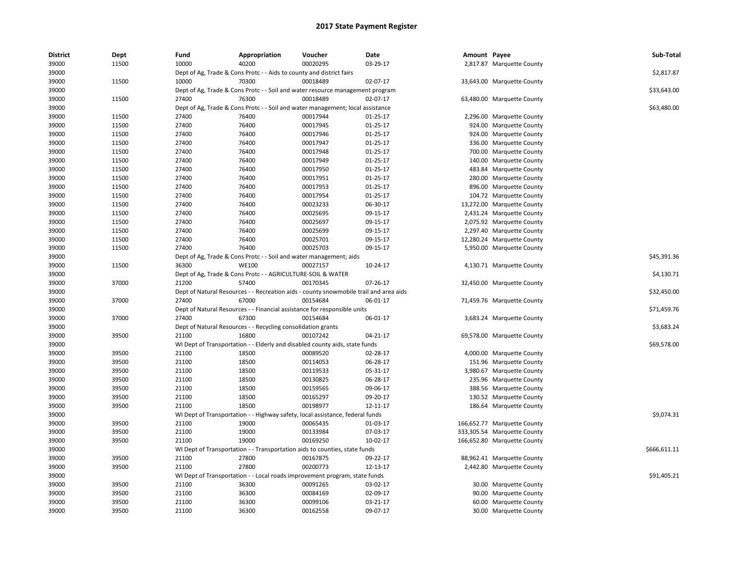# 2017 State Payment Register

| District | Dept | Fund | Appropriation | Voucher | Date | Amount | Payee | Sub-Total |
|---|---|---|---|---|---|---|---|---|
| 39000 | 11500 | 10000 | 40200 | 00020295 | 03-29-17 | 2,817.87 | Marquette County | |
| 39000 | | Dept of Ag, Trade & Cons Protc - - Aids to county and district fairs | | | | | | $2,817.87 |
| 39000 | 11500 | 10000 | 70300 | 00018489 | 02-07-17 | 33,643.00 | Marquette County | |
| 39000 | | Dept of Ag, Trade & Cons Protc - - Soil and water resource management program | | | | | | $33,643.00 |
| 39000 | 11500 | 27400 | 76300 | 00018489 | 02-07-17 | 63,480.00 | Marquette County | |
| 39000 | | Dept of Ag, Trade & Cons Protc - - Soil and water management; local assistance | | | | | | $63,480.00 |
| 39000 | 11500 | 27400 | 76400 | 00017944 | 01-25-17 | 2,296.00 | Marquette County | |
| 39000 | 11500 | 27400 | 76400 | 00017945 | 01-25-17 | 924.00 | Marquette County | |
| 39000 | 11500 | 27400 | 76400 | 00017946 | 01-25-17 | 924.00 | Marquette County | |
| 39000 | 11500 | 27400 | 76400 | 00017947 | 01-25-17 | 336.00 | Marquette County | |
| 39000 | 11500 | 27400 | 76400 | 00017948 | 01-25-17 | 700.00 | Marquette County | |
| 39000 | 11500 | 27400 | 76400 | 00017949 | 01-25-17 | 140.00 | Marquette County | |
| 39000 | 11500 | 27400 | 76400 | 00017950 | 01-25-17 | 483.84 | Marquette County | |
| 39000 | 11500 | 27400 | 76400 | 00017951 | 01-25-17 | 280.00 | Marquette County | |
| 39000 | 11500 | 27400 | 76400 | 00017953 | 01-25-17 | 896.00 | Marquette County | |
| 39000 | 11500 | 27400 | 76400 | 00017954 | 01-25-17 | 104.72 | Marquette County | |
| 39000 | 11500 | 27400 | 76400 | 00023233 | 06-30-17 | 13,272.00 | Marquette County | |
| 39000 | 11500 | 27400 | 76400 | 00025695 | 09-15-17 | 2,431.24 | Marquette County | |
| 39000 | 11500 | 27400 | 76400 | 00025697 | 09-15-17 | 2,075.92 | Marquette County | |
| 39000 | 11500 | 27400 | 76400 | 00025699 | 09-15-17 | 2,297.40 | Marquette County | |
| 39000 | 11500 | 27400 | 76400 | 00025701 | 09-15-17 | 12,280.24 | Marquette County | |
| 39000 | 11500 | 27400 | 76400 | 00025703 | 09-15-17 | 5,950.00 | Marquette County | |
| 39000 | | Dept of Ag, Trade & Cons Protc - - Soil and water management; aids | | | | | | $45,391.36 |
| 39000 | 11500 | 36300 | WE100 | 00027157 | 10-24-17 | 4,130.71 | Marquette County | |
| 39000 | | Dept of Ag, Trade & Cons Protc - - AGRICULTURE-SOIL & WATER | | | | | | $4,130.71 |
| 39000 | 37000 | 21200 | 57400 | 00170345 | 07-26-17 | 32,450.00 | Marquette County | |
| 39000 | | Dept of Natural Resources - - Recreation aids - county snowmobile trail and area aids | | | | | | $32,450.00 |
| 39000 | 37000 | 27400 | 67000 | 00154684 | 06-01-17 | 71,459.76 | Marquette County | |
| 39000 | | Dept of Natural Resources - - Financial assistance for responsible units | | | | | | $71,459.76 |
| 39000 | 37000 | 27400 | 67300 | 00154684 | 06-01-17 | 3,683.24 | Marquette County | |
| 39000 | | Dept of Natural Resources - - Recycling consolidation grants | | | | | | $3,683.24 |
| 39000 | 39500 | 21100 | 16800 | 00107242 | 04-21-17 | 69,578.00 | Marquette County | |
| 39000 | | WI Dept of Transportation - - Elderly and disabled county aids, state funds | | | | | | $69,578.00 |
| 39000 | 39500 | 21100 | 18500 | 00089520 | 02-28-17 | 4,000.00 | Marquette County | |
| 39000 | 39500 | 21100 | 18500 | 00114053 | 06-28-17 | 151.96 | Marquette County | |
| 39000 | 39500 | 21100 | 18500 | 00119533 | 05-31-17 | 3,980.67 | Marquette County | |
| 39000 | 39500 | 21100 | 18500 | 00130825 | 06-28-17 | 235.96 | Marquette County | |
| 39000 | 39500 | 21100 | 18500 | 00159565 | 09-06-17 | 388.56 | Marquette County | |
| 39000 | 39500 | 21100 | 18500 | 00165297 | 09-20-17 | 130.52 | Marquette County | |
| 39000 | 39500 | 21100 | 18500 | 00198977 | 12-11-17 | 186.64 | Marquette County | |
| 39000 | | WI Dept of Transportation - - Highway safety, local assistance, federal funds | | | | | | $9,074.31 |
| 39000 | 39500 | 21100 | 19000 | 00065435 | 01-03-17 | 166,652.77 | Marquette County | |
| 39000 | 39500 | 21100 | 19000 | 00133984 | 07-03-17 | 333,305.54 | Marquette County | |
| 39000 | 39500 | 21100 | 19000 | 00169250 | 10-02-17 | 166,652.80 | Marquette County | |
| 39000 | | WI Dept of Transportation - - Transportation aids to counties, state funds | | | | | | $666,611.11 |
| 39000 | 39500 | 21100 | 27800 | 00167875 | 09-22-17 | 88,962.41 | Marquette County | |
| 39000 | 39500 | 21100 | 27800 | 00200773 | 12-13-17 | 2,442.80 | Marquette County | |
| 39000 | | WI Dept of Transportation - - Local roads improvement program, state funds | | | | | | $91,405.21 |
| 39000 | 39500 | 21100 | 36300 | 00091265 | 03-02-17 | 30.00 | Marquette County | |
| 39000 | 39500 | 21100 | 36300 | 00084169 | 02-09-17 | 90.00 | Marquette County | |
| 39000 | 39500 | 21100 | 36300 | 00099106 | 03-21-17 | 60.00 | Marquette County | |
| 39000 | 39500 | 21100 | 36300 | 00162558 | 09-07-17 | 30.00 | Marquette County | |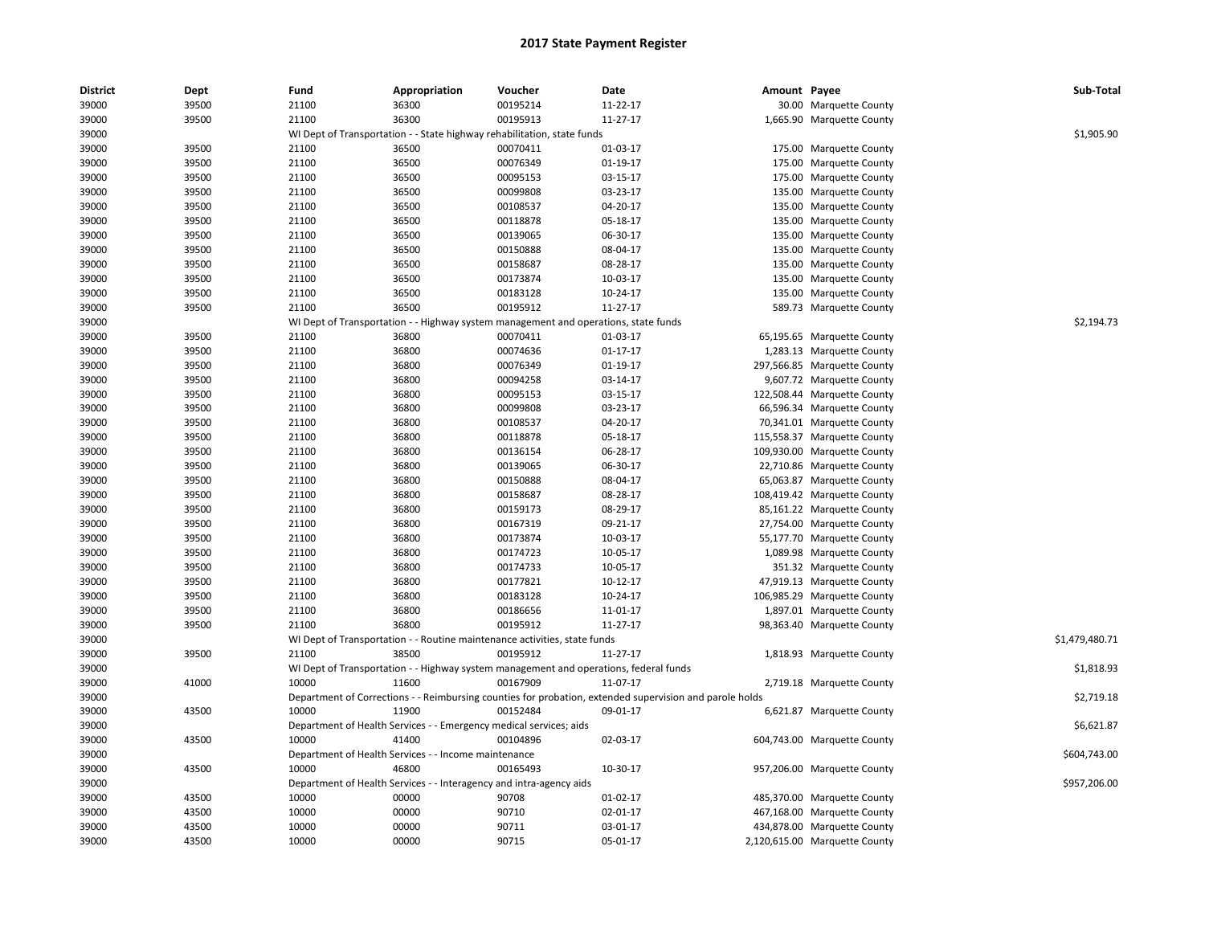# 2017 State Payment Register

| District | Dept | Fund | Appropriation | Voucher | Date | Amount | Payee | Sub-Total |
|---|---|---|---|---|---|---|---|---|
| 39000 | 39500 | 21100 | 36300 | 00195214 | 11-22-17 | 30.00 | Marquette County | |
| 39000 | 39500 | 21100 | 36300 | 00195913 | 11-27-17 | 1,665.90 | Marquette County | |
| 39000 | | WI Dept of Transportation - - State highway rehabilitation, state funds | | | | | | $1,905.90 |
| 39000 | 39500 | 21100 | 36500 | 00070411 | 01-03-17 | 175.00 | Marquette County | |
| 39000 | 39500 | 21100 | 36500 | 00076349 | 01-19-17 | 175.00 | Marquette County | |
| 39000 | 39500 | 21100 | 36500 | 00095153 | 03-15-17 | 175.00 | Marquette County | |
| 39000 | 39500 | 21100 | 36500 | 00099808 | 03-23-17 | 135.00 | Marquette County | |
| 39000 | 39500 | 21100 | 36500 | 00108537 | 04-20-17 | 135.00 | Marquette County | |
| 39000 | 39500 | 21100 | 36500 | 00118878 | 05-18-17 | 135.00 | Marquette County | |
| 39000 | 39500 | 21100 | 36500 | 00139065 | 06-30-17 | 135.00 | Marquette County | |
| 39000 | 39500 | 21100 | 36500 | 00150888 | 08-04-17 | 135.00 | Marquette County | |
| 39000 | 39500 | 21100 | 36500 | 00158687 | 08-28-17 | 135.00 | Marquette County | |
| 39000 | 39500 | 21100 | 36500 | 00173874 | 10-03-17 | 135.00 | Marquette County | |
| 39000 | 39500 | 21100 | 36500 | 00183128 | 10-24-17 | 135.00 | Marquette County | |
| 39000 | 39500 | 21100 | 36500 | 00195912 | 11-27-17 | 589.73 | Marquette County | |
| 39000 | | WI Dept of Transportation - - Highway system management and operations, state funds | | | | | | $2,194.73 |
| 39000 | 39500 | 21100 | 36800 | 00070411 | 01-03-17 | 65,195.65 | Marquette County | |
| 39000 | 39500 | 21100 | 36800 | 00074636 | 01-17-17 | 1,283.13 | Marquette County | |
| 39000 | 39500 | 21100 | 36800 | 00076349 | 01-19-17 | 297,566.85 | Marquette County | |
| 39000 | 39500 | 21100 | 36800 | 00094258 | 03-14-17 | 9,607.72 | Marquette County | |
| 39000 | 39500 | 21100 | 36800 | 00095153 | 03-15-17 | 122,508.44 | Marquette County | |
| 39000 | 39500 | 21100 | 36800 | 00099808 | 03-23-17 | 66,596.34 | Marquette County | |
| 39000 | 39500 | 21100 | 36800 | 00108537 | 04-20-17 | 70,341.01 | Marquette County | |
| 39000 | 39500 | 21100 | 36800 | 00118878 | 05-18-17 | 115,558.37 | Marquette County | |
| 39000 | 39500 | 21100 | 36800 | 00136154 | 06-28-17 | 109,930.00 | Marquette County | |
| 39000 | 39500 | 21100 | 36800 | 00139065 | 06-30-17 | 22,710.86 | Marquette County | |
| 39000 | 39500 | 21100 | 36800 | 00150888 | 08-04-17 | 65,063.87 | Marquette County | |
| 39000 | 39500 | 21100 | 36800 | 00158687 | 08-28-17 | 108,419.42 | Marquette County | |
| 39000 | 39500 | 21100 | 36800 | 00159173 | 08-29-17 | 85,161.22 | Marquette County | |
| 39000 | 39500 | 21100 | 36800 | 00167319 | 09-21-17 | 27,754.00 | Marquette County | |
| 39000 | 39500 | 21100 | 36800 | 00173874 | 10-03-17 | 55,177.70 | Marquette County | |
| 39000 | 39500 | 21100 | 36800 | 00174723 | 10-05-17 | 1,089.98 | Marquette County | |
| 39000 | 39500 | 21100 | 36800 | 00174733 | 10-05-17 | 351.32 | Marquette County | |
| 39000 | 39500 | 21100 | 36800 | 00177821 | 10-12-17 | 47,919.13 | Marquette County | |
| 39000 | 39500 | 21100 | 36800 | 00183128 | 10-24-17 | 106,985.29 | Marquette County | |
| 39000 | 39500 | 21100 | 36800 | 00186656 | 11-01-17 | 1,897.01 | Marquette County | |
| 39000 | 39500 | 21100 | 36800 | 00195912 | 11-27-17 | 98,363.40 | Marquette County | |
| 39000 | | WI Dept of Transportation - - Routine maintenance activities, state funds | | | | | | $1,479,480.71 |
| 39000 | 39500 | 21100 | 38500 | 00195912 | 11-27-17 | 1,818.93 | Marquette County | |
| 39000 | | WI Dept of Transportation - - Highway system management and operations, federal funds | | | | | | $1,818.93 |
| 39000 | 41000 | 10000 | 11600 | 00167909 | 11-07-17 | 2,719.18 | Marquette County | |
| 39000 | | Department of Corrections - - Reimbursing counties for probation, extended supervision and parole holds | | | | | | $2,719.18 |
| 39000 | 43500 | 10000 | 11900 | 00152484 | 09-01-17 | 6,621.87 | Marquette County | |
| 39000 | | Department of Health Services - - Emergency medical services; aids | | | | | | $6,621.87 |
| 39000 | 43500 | 10000 | 41400 | 00104896 | 02-03-17 | 604,743.00 | Marquette County | |
| 39000 | | Department of Health Services - - Income maintenance | | | | | | $604,743.00 |
| 39000 | 43500 | 10000 | 46800 | 00165493 | 10-30-17 | 957,206.00 | Marquette County | |
| 39000 | | Department of Health Services - - Interagency and intra-agency aids | | | | | | $957,206.00 |
| 39000 | 43500 | 10000 | 00000 | 90708 | 01-02-17 | 485,370.00 | Marquette County | |
| 39000 | 43500 | 10000 | 00000 | 90710 | 02-01-17 | 467,168.00 | Marquette County | |
| 39000 | 43500 | 10000 | 00000 | 90711 | 03-01-17 | 434,878.00 | Marquette County | |
| 39000 | 43500 | 10000 | 00000 | 90715 | 05-01-17 | 2,120,615.00 | Marquette County | |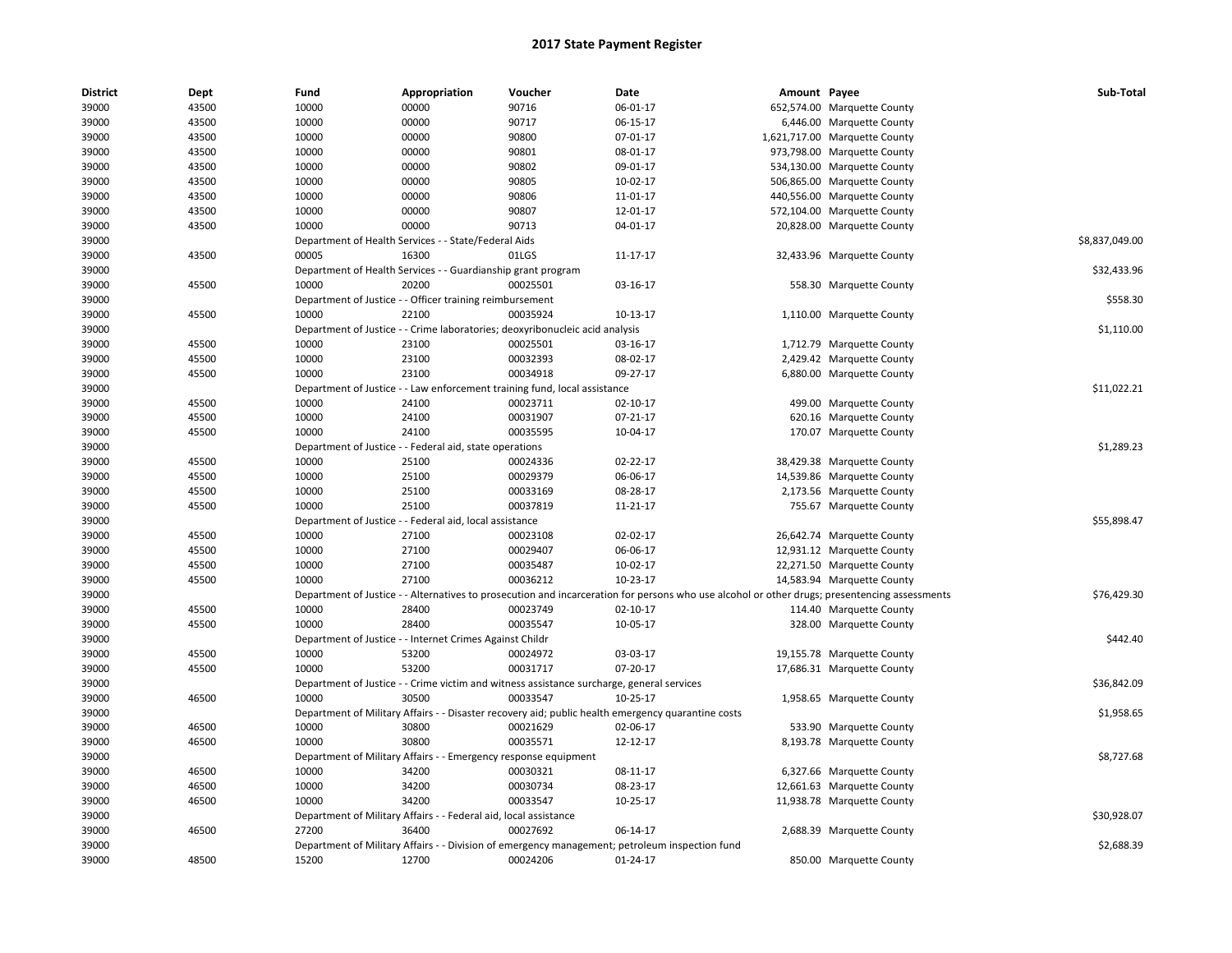# 2017 State Payment Register

| District | Dept | Fund | Appropriation | Voucher | Date | Amount | Payee | Sub-Total |
|---|---|---|---|---|---|---|---|---|
| 39000 | 43500 | 10000 | 00000 | 90716 | 06-01-17 | 652,574.00 | Marquette County | |
| 39000 | 43500 | 10000 | 00000 | 90717 | 06-15-17 | 6,446.00 | Marquette County | |
| 39000 | 43500 | 10000 | 00000 | 90800 | 07-01-17 | 1,621,717.00 | Marquette County | |
| 39000 | 43500 | 10000 | 00000 | 90801 | 08-01-17 | 973,798.00 | Marquette County | |
| 39000 | 43500 | 10000 | 00000 | 90802 | 09-01-17 | 534,130.00 | Marquette County | |
| 39000 | 43500 | 10000 | 00000 | 90805 | 10-02-17 | 506,865.00 | Marquette County | |
| 39000 | 43500 | 10000 | 00000 | 90806 | 11-01-17 | 440,556.00 | Marquette County | |
| 39000 | 43500 | 10000 | 00000 | 90807 | 12-01-17 | 572,104.00 | Marquette County | |
| 39000 | 43500 | 10000 | 00000 | 90713 | 04-01-17 | 20,828.00 | Marquette County | |
| 39000 | | Department of Health Services - - State/Federal Aids | | | | | | $8,837,049.00 |
| 39000 | 43500 | 00005 | 16300 | 01LGS | 11-17-17 | 32,433.96 | Marquette County | |
| 39000 | | Department of Health Services - - Guardianship grant program | | | | | | $32,433.96 |
| 39000 | 45500 | 10000 | 20200 | 00025501 | 03-16-17 | 558.30 | Marquette County | |
| 39000 | | Department of Justice - - Officer training reimbursement | | | | | | $558.30 |
| 39000 | 45500 | 10000 | 22100 | 00035924 | 10-13-17 | 1,110.00 | Marquette County | |
| 39000 | | Department of Justice - - Crime laboratories; deoxyribonucleic acid analysis | | | | | | $1,110.00 |
| 39000 | 45500 | 10000 | 23100 | 00025501 | 03-16-17 | 1,712.79 | Marquette County | |
| 39000 | 45500 | 10000 | 23100 | 00032393 | 08-02-17 | 2,429.42 | Marquette County | |
| 39000 | 45500 | 10000 | 23100 | 00034918 | 09-27-17 | 6,880.00 | Marquette County | |
| 39000 | | Department of Justice - - Law enforcement training fund, local assistance | | | | | | $11,022.21 |
| 39000 | 45500 | 10000 | 24100 | 00023711 | 02-10-17 | 499.00 | Marquette County | |
| 39000 | 45500 | 10000 | 24100 | 00031907 | 07-21-17 | 620.16 | Marquette County | |
| 39000 | 45500 | 10000 | 24100 | 00035595 | 10-04-17 | 170.07 | Marquette County | |
| 39000 | | Department of Justice - - Federal aid, state operations | | | | | | $1,289.23 |
| 39000 | 45500 | 10000 | 25100 | 00024336 | 02-22-17 | 38,429.38 | Marquette County | |
| 39000 | 45500 | 10000 | 25100 | 00029379 | 06-06-17 | 14,539.86 | Marquette County | |
| 39000 | 45500 | 10000 | 25100 | 00033169 | 08-28-17 | 2,173.56 | Marquette County | |
| 39000 | 45500 | 10000 | 25100 | 00037819 | 11-21-17 | 755.67 | Marquette County | |
| 39000 | | Department of Justice - - Federal aid, local assistance | | | | | | $55,898.47 |
| 39000 | 45500 | 10000 | 27100 | 00023108 | 02-02-17 | 26,642.74 | Marquette County | |
| 39000 | 45500 | 10000 | 27100 | 00029407 | 06-06-17 | 12,931.12 | Marquette County | |
| 39000 | 45500 | 10000 | 27100 | 00035487 | 10-02-17 | 22,271.50 | Marquette County | |
| 39000 | 45500 | 10000 | 27100 | 00036212 | 10-23-17 | 14,583.94 | Marquette County | |
| 39000 | | Department of Justice - - Alternatives to prosecution and incarceration for persons who use alcohol or other drugs; presentencing assessments | | | | | | $76,429.30 |
| 39000 | 45500 | 10000 | 28400 | 00023749 | 02-10-17 | 114.40 | Marquette County | |
| 39000 | 45500 | 10000 | 28400 | 00035547 | 10-05-17 | 328.00 | Marquette County | |
| 39000 | | Department of Justice - - Internet Crimes Against Childr | | | | | | $442.40 |
| 39000 | 45500 | 10000 | 53200 | 00024972 | 03-03-17 | 19,155.78 | Marquette County | |
| 39000 | 45500 | 10000 | 53200 | 00031717 | 07-20-17 | 17,686.31 | Marquette County | |
| 39000 | | Department of Justice - - Crime victim and witness assistance surcharge, general services | | | | | | $36,842.09 |
| 39000 | 46500 | 10000 | 30500 | 00033547 | 10-25-17 | 1,958.65 | Marquette County | |
| 39000 | | Department of Military Affairs - - Disaster recovery aid; public health emergency quarantine costs | | | | | | $1,958.65 |
| 39000 | 46500 | 10000 | 30800 | 00021629 | 02-06-17 | 533.90 | Marquette County | |
| 39000 | 46500 | 10000 | 30800 | 00035571 | 12-12-17 | 8,193.78 | Marquette County | |
| 39000 | | Department of Military Affairs - - Emergency response equipment | | | | | | $8,727.68 |
| 39000 | 46500 | 10000 | 34200 | 00030321 | 08-11-17 | 6,327.66 | Marquette County | |
| 39000 | 46500 | 10000 | 34200 | 00030734 | 08-23-17 | 12,661.63 | Marquette County | |
| 39000 | 46500 | 10000 | 34200 | 00033547 | 10-25-17 | 11,938.78 | Marquette County | |
| 39000 | | Department of Military Affairs - - Federal aid, local assistance | | | | | | $30,928.07 |
| 39000 | 46500 | 27200 | 36400 | 00027692 | 06-14-17 | 2,688.39 | Marquette County | |
| 39000 | | Department of Military Affairs - - Division of emergency management; petroleum inspection fund | | | | | | $2,688.39 |
| 39000 | 48500 | 15200 | 12700 | 00024206 | 01-24-17 | 850.00 | Marquette County | |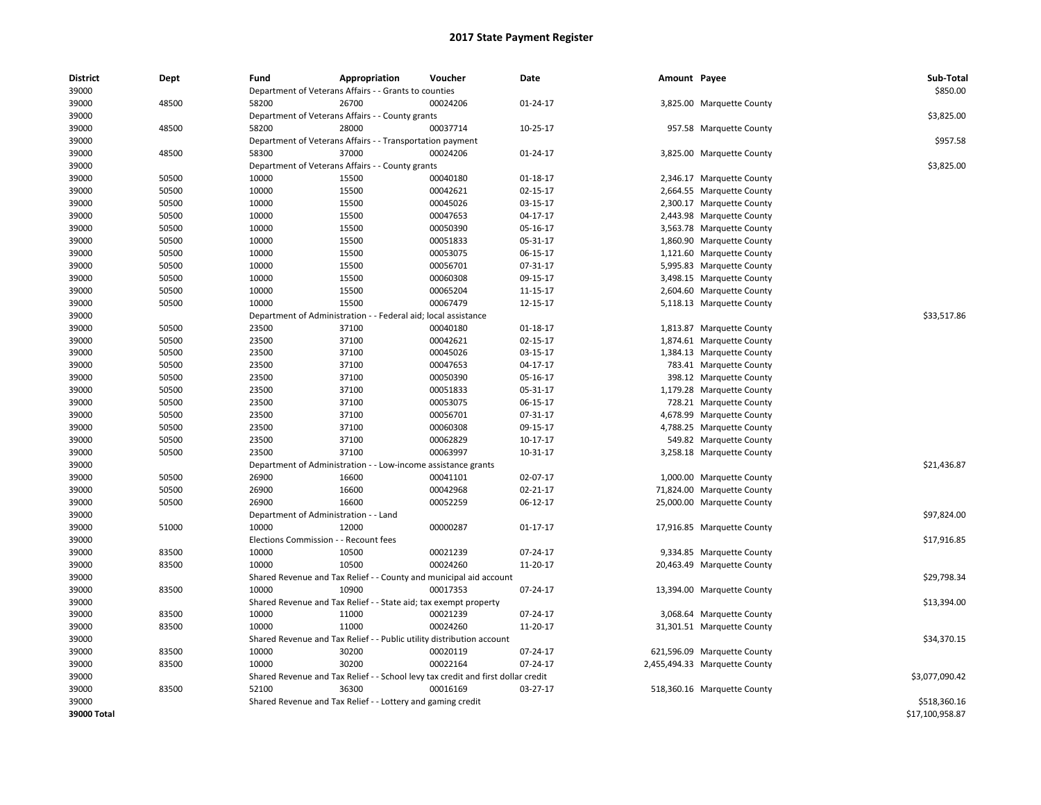## 2017 State Payment Register

| District | Dept | Fund | Appropriation | Voucher | Date | Amount | Payee | Sub-Total |
|---|---|---|---|---|---|---|---|---|
| 39000 | | Department of Veterans Affairs - - Grants to counties | | | | | | $850.00 |
| 39000 | 48500 | 58200 | 26700 | 00024206 | 01-24-17 | 3,825.00 | Marquette County | |
| 39000 | | Department of Veterans Affairs - - County grants | | | | | | $3,825.00 |
| 39000 | 48500 | 58200 | 28000 | 00037714 | 10-25-17 | 957.58 | Marquette County | |
| 39000 | | Department of Veterans Affairs - - Transportation payment | | | | | | $957.58 |
| 39000 | 48500 | 58300 | 37000 | 00024206 | 01-24-17 | 3,825.00 | Marquette County | |
| 39000 | | Department of Veterans Affairs - - County grants | | | | | | $3,825.00 |
| 39000 | 50500 | 10000 | 15500 | 00040180 | 01-18-17 | 2,346.17 | Marquette County | |
| 39000 | 50500 | 10000 | 15500 | 00042621 | 02-15-17 | 2,664.55 | Marquette County | |
| 39000 | 50500 | 10000 | 15500 | 00045026 | 03-15-17 | 2,300.17 | Marquette County | |
| 39000 | 50500 | 10000 | 15500 | 00047653 | 04-17-17 | 2,443.98 | Marquette County | |
| 39000 | 50500 | 10000 | 15500 | 00050390 | 05-16-17 | 3,563.78 | Marquette County | |
| 39000 | 50500 | 10000 | 15500 | 00051833 | 05-31-17 | 1,860.90 | Marquette County | |
| 39000 | 50500 | 10000 | 15500 | 00053075 | 06-15-17 | 1,121.60 | Marquette County | |
| 39000 | 50500 | 10000 | 15500 | 00056701 | 07-31-17 | 5,995.83 | Marquette County | |
| 39000 | 50500 | 10000 | 15500 | 00060308 | 09-15-17 | 3,498.15 | Marquette County | |
| 39000 | 50500 | 10000 | 15500 | 00065204 | 11-15-17 | 2,604.60 | Marquette County | |
| 39000 | 50500 | 10000 | 15500 | 00067479 | 12-15-17 | 5,118.13 | Marquette County | |
| 39000 | | Department of Administration - - Federal aid; local assistance | | | | | | $33,517.86 |
| 39000 | 50500 | 23500 | 37100 | 00040180 | 01-18-17 | 1,813.87 | Marquette County | |
| 39000 | 50500 | 23500 | 37100 | 00042621 | 02-15-17 | 1,874.61 | Marquette County | |
| 39000 | 50500 | 23500 | 37100 | 00045026 | 03-15-17 | 1,384.13 | Marquette County | |
| 39000 | 50500 | 23500 | 37100 | 00047653 | 04-17-17 | 783.41 | Marquette County | |
| 39000 | 50500 | 23500 | 37100 | 00050390 | 05-16-17 | 398.12 | Marquette County | |
| 39000 | 50500 | 23500 | 37100 | 00051833 | 05-31-17 | 1,179.28 | Marquette County | |
| 39000 | 50500 | 23500 | 37100 | 00053075 | 06-15-17 | 728.21 | Marquette County | |
| 39000 | 50500 | 23500 | 37100 | 00056701 | 07-31-17 | 4,678.99 | Marquette County | |
| 39000 | 50500 | 23500 | 37100 | 00060308 | 09-15-17 | 4,788.25 | Marquette County | |
| 39000 | 50500 | 23500 | 37100 | 00062829 | 10-17-17 | 549.82 | Marquette County | |
| 39000 | 50500 | 23500 | 37100 | 00063997 | 10-31-17 | 3,258.18 | Marquette County | |
| 39000 | | Department of Administration - - Low-income assistance grants | | | | | | $21,436.87 |
| 39000 | 50500 | 26900 | 16600 | 00041101 | 02-07-17 | 1,000.00 | Marquette County | |
| 39000 | 50500 | 26900 | 16600 | 00042968 | 02-21-17 | 71,824.00 | Marquette County | |
| 39000 | 50500 | 26900 | 16600 | 00052259 | 06-12-17 | 25,000.00 | Marquette County | |
| 39000 | | Department of Administration - - Land | | | | | | $97,824.00 |
| 39000 | 51000 | 10000 | 12000 | 00000287 | 01-17-17 | 17,916.85 | Marquette County | |
| 39000 | | Elections Commission - - Recount fees | | | | | | $17,916.85 |
| 39000 | 83500 | 10000 | 10500 | 00021239 | 07-24-17 | 9,334.85 | Marquette County | |
| 39000 | 83500 | 10000 | 10500 | 00024260 | 11-20-17 | 20,463.49 | Marquette County | |
| 39000 | | Shared Revenue and Tax Relief - - County and municipal aid account | | | | | | $29,798.34 |
| 39000 | 83500 | 10000 | 10900 | 00017353 | 07-24-17 | 13,394.00 | Marquette County | |
| 39000 | | Shared Revenue and Tax Relief - - State aid; tax exempt property | | | | | | $13,394.00 |
| 39000 | 83500 | 10000 | 11000 | 00021239 | 07-24-17 | 3,068.64 | Marquette County | |
| 39000 | 83500 | 10000 | 11000 | 00024260 | 11-20-17 | 31,301.51 | Marquette County | |
| 39000 | | Shared Revenue and Tax Relief - - Public utility distribution account | | | | | | $34,370.15 |
| 39000 | 83500 | 10000 | 30200 | 00020119 | 07-24-17 | 621,596.09 | Marquette County | |
| 39000 | 83500 | 10000 | 30200 | 00022164 | 07-24-17 | 2,455,494.33 | Marquette County | |
| 39000 | | Shared Revenue and Tax Relief - - School levy tax credit and first dollar credit | | | | | | $3,077,090.42 |
| 39000 | 83500 | 52100 | 36300 | 00016169 | 03-27-17 | 518,360.16 | Marquette County | |
| 39000 | | Shared Revenue and Tax Relief - - Lottery and gaming credit | | | | | | $518,360.16 |
| **39000 Total** | | | | | | | | $17,100,958.87 |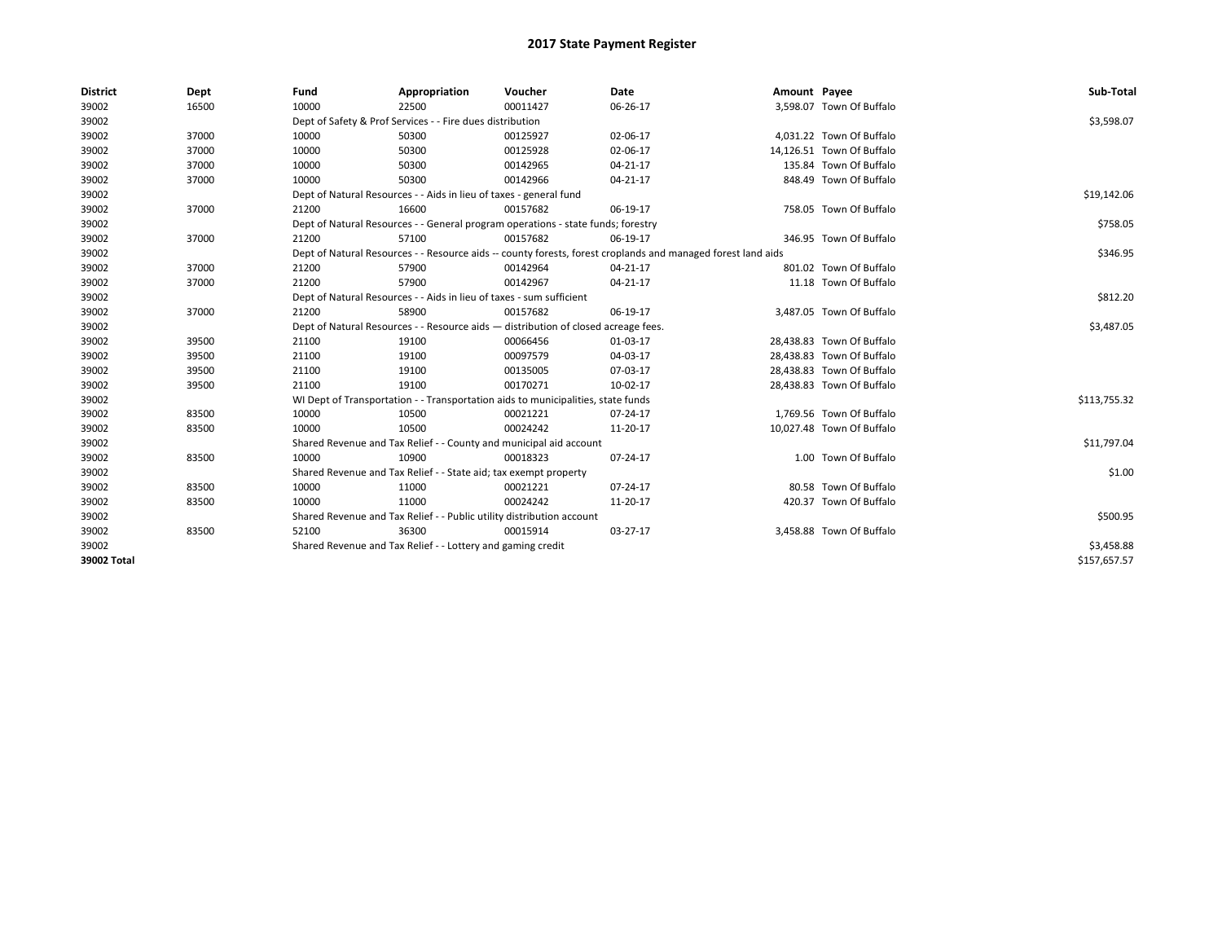# 2017 State Payment Register

| District | Dept | Fund | Appropriation | Voucher | Date | Amount | Payee | Sub-Total |
|---|---|---|---|---|---|---|---|---|
| 39002 | 16500 | 10000 | 22500 | 00011427 | 06-26-17 | 3,598.07 | Town Of Buffalo | |
| 39002 | | Dept of Safety & Prof Services - - Fire dues distribution | | | | | | $3,598.07 |
| 39002 | 37000 | 10000 | 50300 | 00125927 | 02-06-17 | 4,031.22 | Town Of Buffalo | |
| 39002 | 37000 | 10000 | 50300 | 00125928 | 02-06-17 | 14,126.51 | Town Of Buffalo | |
| 39002 | 37000 | 10000 | 50300 | 00142965 | 04-21-17 | 135.84 | Town Of Buffalo | |
| 39002 | 37000 | 10000 | 50300 | 00142966 | 04-21-17 | 848.49 | Town Of Buffalo | |
| 39002 | | Dept of Natural Resources - - Aids in lieu of taxes - general fund | | | | | | $19,142.06 |
| 39002 | 37000 | 21200 | 16600 | 00157682 | 06-19-17 | 758.05 | Town Of Buffalo | |
| 39002 | | Dept of Natural Resources - - General program operations - state funds; forestry | | | | | | $758.05 |
| 39002 | 37000 | 21200 | 57100 | 00157682 | 06-19-17 | 346.95 | Town Of Buffalo | |
| 39002 | | Dept of Natural Resources - - Resource aids -- county forests, forest croplands and managed forest land aids | | | | | | $346.95 |
| 39002 | 37000 | 21200 | 57900 | 00142964 | 04-21-17 | 801.02 | Town Of Buffalo | |
| 39002 | 37000 | 21200 | 57900 | 00142967 | 04-21-17 | 11.18 | Town Of Buffalo | |
| 39002 | | Dept of Natural Resources - - Aids in lieu of taxes - sum sufficient | | | | | | $812.20 |
| 39002 | 37000 | 21200 | 58900 | 00157682 | 06-19-17 | 3,487.05 | Town Of Buffalo | |
| 39002 | | Dept of Natural Resources - - Resource aids — distribution of closed acreage fees. | | | | | | $3,487.05 |
| 39002 | 39500 | 21100 | 19100 | 00066456 | 01-03-17 | 28,438.83 | Town Of Buffalo | |
| 39002 | 39500 | 21100 | 19100 | 00097579 | 04-03-17 | 28,438.83 | Town Of Buffalo | |
| 39002 | 39500 | 21100 | 19100 | 00135005 | 07-03-17 | 28,438.83 | Town Of Buffalo | |
| 39002 | 39500 | 21100 | 19100 | 00170271 | 10-02-17 | 28,438.83 | Town Of Buffalo | |
| 39002 | | WI Dept of Transportation - - Transportation aids to municipalities, state funds | | | | | | $113,755.32 |
| 39002 | 83500 | 10000 | 10500 | 00021221 | 07-24-17 | 1,769.56 | Town Of Buffalo | |
| 39002 | 83500 | 10000 | 10500 | 00024242 | 11-20-17 | 10,027.48 | Town Of Buffalo | |
| 39002 | | Shared Revenue and Tax Relief - - County and municipal aid account | | | | | | $11,797.04 |
| 39002 | 83500 | 10000 | 10900 | 00018323 | 07-24-17 | 1.00 | Town Of Buffalo | |
| 39002 | | Shared Revenue and Tax Relief - - State aid; tax exempt property | | | | | | $1.00 |
| 39002 | 83500 | 10000 | 11000 | 00021221 | 07-24-17 | 80.58 | Town Of Buffalo | |
| 39002 | 83500 | 10000 | 11000 | 00024242 | 11-20-17 | 420.37 | Town Of Buffalo | |
| 39002 | | Shared Revenue and Tax Relief - - Public utility distribution account | | | | | | $500.95 |
| 39002 | 83500 | 52100 | 36300 | 00015914 | 03-27-17 | 3,458.88 | Town Of Buffalo | |
| 39002 | | Shared Revenue and Tax Relief - - Lottery and gaming credit | | | | | | $3,458.88 |
| **39002 Total** | | | | | | | | $157,657.57 |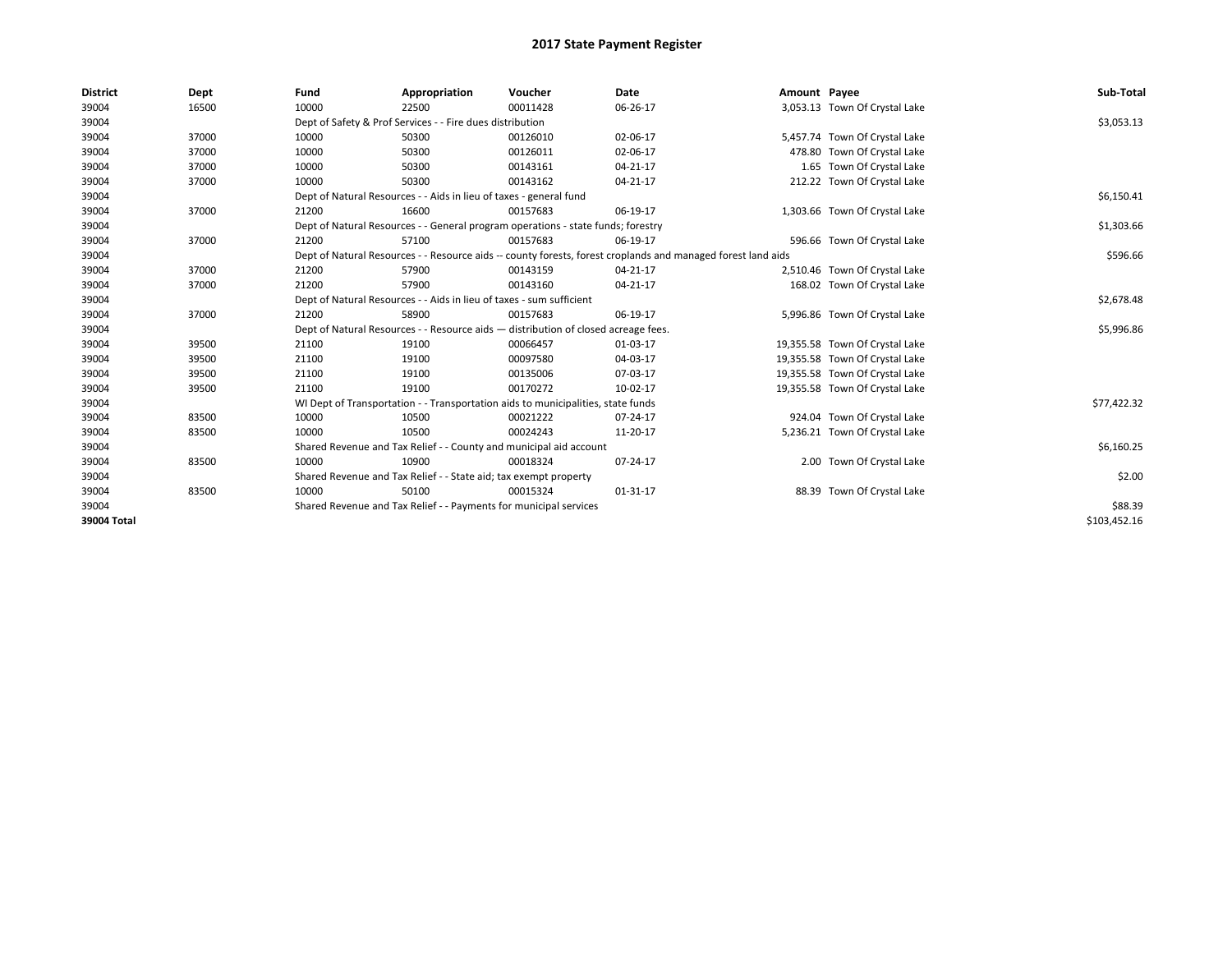# 2017 State Payment Register

| District | Dept | Fund | Appropriation | Voucher | Date | Amount | Payee | Sub-Total |
|---|---|---|---|---|---|---|---|---|
| 39004 | 16500 | 10000 | 22500 | 00011428 | 06-26-17 | 3,053.13 | Town Of Crystal Lake | |
| 39004 | | Dept of Safety & Prof Services - - Fire dues distribution | | | | | | $3,053.13 |
| 39004 | 37000 | 10000 | 50300 | 00126010 | 02-06-17 | 5,457.74 | Town Of Crystal Lake | |
| 39004 | 37000 | 10000 | 50300 | 00126011 | 02-06-17 | 478.80 | Town Of Crystal Lake | |
| 39004 | 37000 | 10000 | 50300 | 00143161 | 04-21-17 | 1.65 | Town Of Crystal Lake | |
| 39004 | 37000 | 10000 | 50300 | 00143162 | 04-21-17 | 212.22 | Town Of Crystal Lake | |
| 39004 | | Dept of Natural Resources - - Aids in lieu of taxes - general fund | | | | | | $6,150.41 |
| 39004 | 37000 | 21200 | 16600 | 00157683 | 06-19-17 | 1,303.66 | Town Of Crystal Lake | |
| 39004 | | Dept of Natural Resources - - General program operations - state funds; forestry | | | | | | $1,303.66 |
| 39004 | 37000 | 21200 | 57100 | 00157683 | 06-19-17 | 596.66 | Town Of Crystal Lake | |
| 39004 | | Dept of Natural Resources - - Resource aids -- county forests, forest croplands and managed forest land aids | | | | | | $596.66 |
| 39004 | 37000 | 21200 | 57900 | 00143159 | 04-21-17 | 2,510.46 | Town Of Crystal Lake | |
| 39004 | 37000 | 21200 | 57900 | 00143160 | 04-21-17 | 168.02 | Town Of Crystal Lake | |
| 39004 | | Dept of Natural Resources - - Aids in lieu of taxes - sum sufficient | | | | | | $2,678.48 |
| 39004 | 37000 | 21200 | 58900 | 00157683 | 06-19-17 | 5,996.86 | Town Of Crystal Lake | |
| 39004 | | Dept of Natural Resources - - Resource aids — distribution of closed acreage fees. | | | | | | $5,996.86 |
| 39004 | 39500 | 21100 | 19100 | 00066457 | 01-03-17 | 19,355.58 | Town Of Crystal Lake | |
| 39004 | 39500 | 21100 | 19100 | 00097580 | 04-03-17 | 19,355.58 | Town Of Crystal Lake | |
| 39004 | 39500 | 21100 | 19100 | 00135006 | 07-03-17 | 19,355.58 | Town Of Crystal Lake | |
| 39004 | 39500 | 21100 | 19100 | 00170272 | 10-02-17 | 19,355.58 | Town Of Crystal Lake | |
| 39004 | | WI Dept of Transportation - - Transportation aids to municipalities, state funds | | | | | | $77,422.32 |
| 39004 | 83500 | 10000 | 10500 | 00021222 | 07-24-17 | 924.04 | Town Of Crystal Lake | |
| 39004 | 83500 | 10000 | 10500 | 00024243 | 11-20-17 | 5,236.21 | Town Of Crystal Lake | |
| 39004 | | Shared Revenue and Tax Relief - - County and municipal aid account | | | | | | $6,160.25 |
| 39004 | 83500 | 10000 | 10900 | 00018324 | 07-24-17 | 2.00 | Town Of Crystal Lake | |
| 39004 | | Shared Revenue and Tax Relief - - State aid; tax exempt property | | | | | | $2.00 |
| 39004 | 83500 | 10000 | 50100 | 00015324 | 01-31-17 | 88.39 | Town Of Crystal Lake | |
| 39004 | | Shared Revenue and Tax Relief - - Payments for municipal services | | | | | | $88.39 |
| 39004 Total | | | | | | | | $103,452.16 |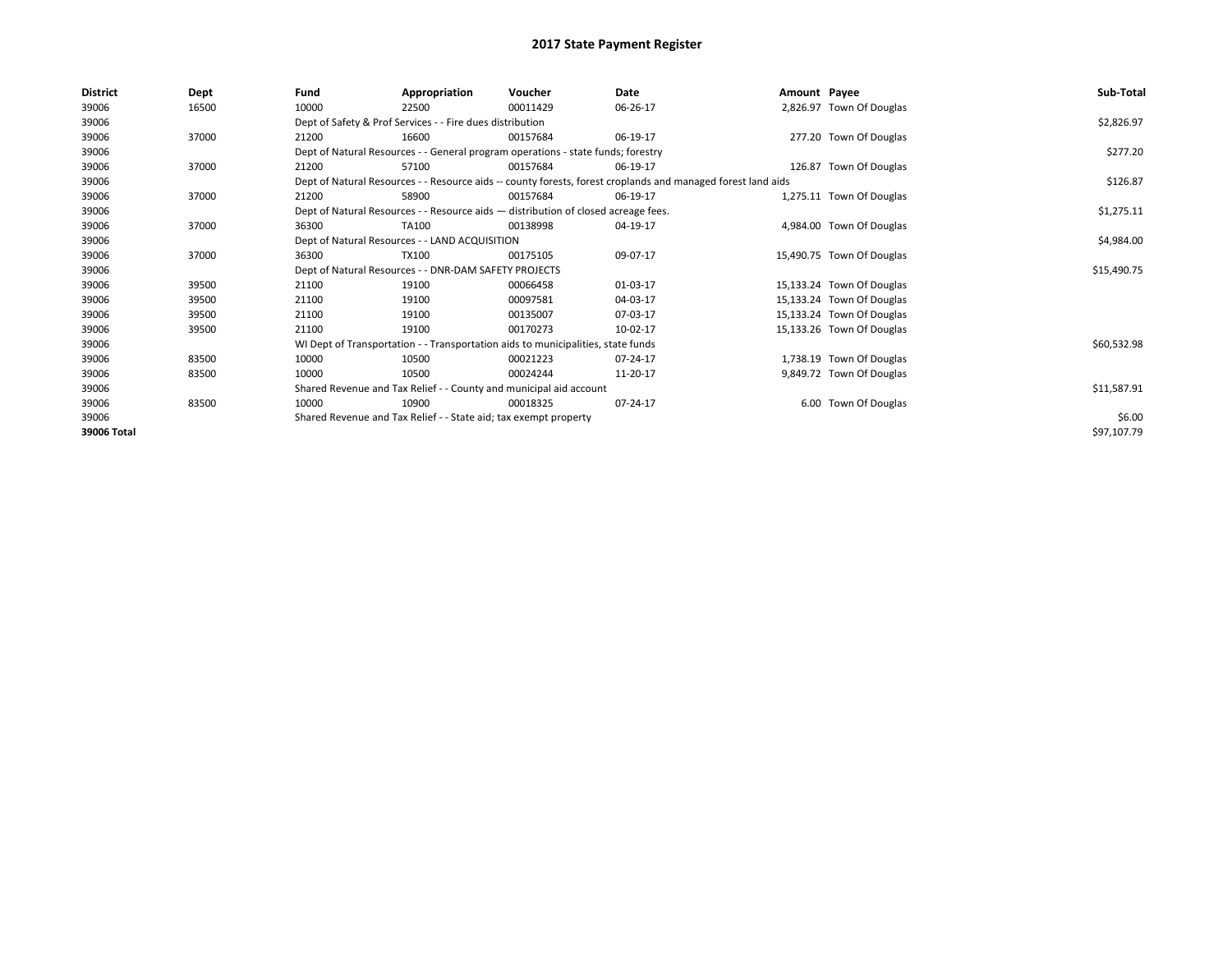# 2017 State Payment Register

| District | Dept | Fund | Appropriation | Voucher | Date | Amount | Payee | Sub-Total |
|---|---|---|---|---|---|---|---|---|
| 39006 | 16500 | 10000 | 22500 | 00011429 | 06-26-17 | 2,826.97 | Town Of Douglas | |
| 39006 | | Dept of Safety & Prof Services - - Fire dues distribution | | | | | | $2,826.97 |
| 39006 | 37000 | 21200 | 16600 | 00157684 | 06-19-17 | 277.20 | Town Of Douglas | |
| 39006 | | Dept of Natural Resources - - General program operations - state funds; forestry | | | | | | $277.20 |
| 39006 | 37000 | 21200 | 57100 | 00157684 | 06-19-17 | 126.87 | Town Of Douglas | |
| 39006 | | Dept of Natural Resources - - Resource aids -- county forests, forest croplands and managed forest land aids | | | | | | $126.87 |
| 39006 | 37000 | 21200 | 58900 | 00157684 | 06-19-17 | 1,275.11 | Town Of Douglas | |
| 39006 | | Dept of Natural Resources - - Resource aids — distribution of closed acreage fees. | | | | | | $1,275.11 |
| 39006 | 37000 | 36300 | TA100 | 00138998 | 04-19-17 | 4,984.00 | Town Of Douglas | |
| 39006 | | Dept of Natural Resources - - LAND ACQUISITION | | | | | | $4,984.00 |
| 39006 | 37000 | 36300 | TX100 | 00175105 | 09-07-17 | 15,490.75 | Town Of Douglas | |
| 39006 | | Dept of Natural Resources - - DNR-DAM SAFETY PROJECTS | | | | | | $15,490.75 |
| 39006 | 39500 | 21100 | 19100 | 00066458 | 01-03-17 | 15,133.24 | Town Of Douglas | |
| 39006 | 39500 | 21100 | 19100 | 00097581 | 04-03-17 | 15,133.24 | Town Of Douglas | |
| 39006 | 39500 | 21100 | 19100 | 00135007 | 07-03-17 | 15,133.24 | Town Of Douglas | |
| 39006 | 39500 | 21100 | 19100 | 00170273 | 10-02-17 | 15,133.26 | Town Of Douglas | |
| 39006 | | WI Dept of Transportation - - Transportation aids to municipalities, state funds | | | | | | $60,532.98 |
| 39006 | 83500 | 10000 | 10500 | 00021223 | 07-24-17 | 1,738.19 | Town Of Douglas | |
| 39006 | 83500 | 10000 | 10500 | 00024244 | 11-20-17 | 9,849.72 | Town Of Douglas | |
| 39006 | | Shared Revenue and Tax Relief - - County and municipal aid account | | | | | | $11,587.91 |
| 39006 | 83500 | 10000 | 10900 | 00018325 | 07-24-17 | 6.00 | Town Of Douglas | |
| 39006 | | Shared Revenue and Tax Relief - - State aid; tax exempt property | | | | | | $6.00 |
| **39006 Total** | | | | | | | | $97,107.79 |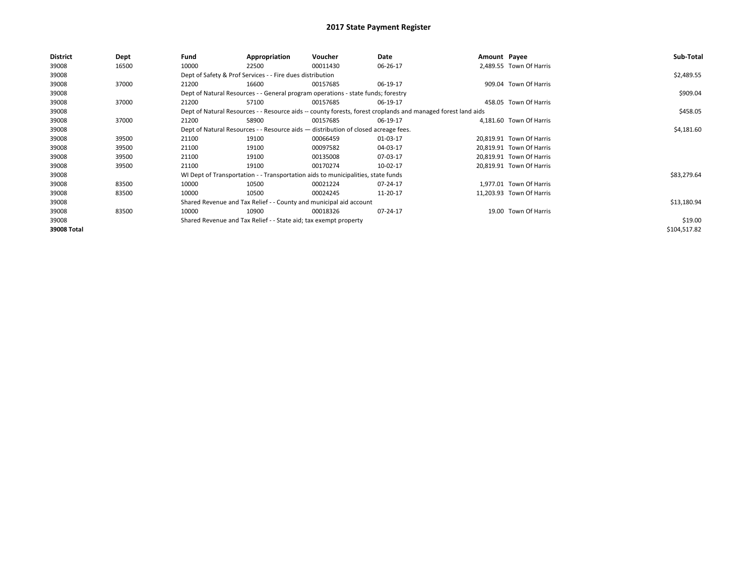# 2017 State Payment Register

| District | Dept | Fund | Appropriation | Voucher | Date | Amount | Payee | Sub-Total |
|---|---|---|---|---|---|---|---|---|
| 39008 | 16500 | 10000 | 22500 | 00011430 | 06-26-17 | 2,489.55 | Town Of Harris | |
| 39008 | | Dept of Safety & Prof Services - - Fire dues distribution | | | | | | $2,489.55 |
| 39008 | 37000 | 21200 | 16600 | 00157685 | 06-19-17 | 909.04 | Town Of Harris | |
| 39008 | | Dept of Natural Resources - - General program operations - state funds; forestry | | | | | | $909.04 |
| 39008 | 37000 | 21200 | 57100 | 00157685 | 06-19-17 | 458.05 | Town Of Harris | |
| 39008 | | Dept of Natural Resources - - Resource aids -- county forests, forest croplands and managed forest land aids | | | | | | $458.05 |
| 39008 | 37000 | 21200 | 58900 | 00157685 | 06-19-17 | 4,181.60 | Town Of Harris | |
| 39008 | | Dept of Natural Resources - - Resource aids — distribution of closed acreage fees. | | | | | | $4,181.60 |
| 39008 | 39500 | 21100 | 19100 | 00066459 | 01-03-17 | 20,819.91 | Town Of Harris | |
| 39008 | 39500 | 21100 | 19100 | 00097582 | 04-03-17 | 20,819.91 | Town Of Harris | |
| 39008 | 39500 | 21100 | 19100 | 00135008 | 07-03-17 | 20,819.91 | Town Of Harris | |
| 39008 | 39500 | 21100 | 19100 | 00170274 | 10-02-17 | 20,819.91 | Town Of Harris | |
| 39008 | | WI Dept of Transportation - - Transportation aids to municipalities, state funds | | | | | | $83,279.64 |
| 39008 | 83500 | 10000 | 10500 | 00021224 | 07-24-17 | 1,977.01 | Town Of Harris | |
| 39008 | 83500 | 10000 | 10500 | 00024245 | 11-20-17 | 11,203.93 | Town Of Harris | |
| 39008 | | Shared Revenue and Tax Relief - - County and municipal aid account | | | | | | $13,180.94 |
| 39008 | 83500 | 10000 | 10900 | 00018326 | 07-24-17 | 19.00 | Town Of Harris | |
| 39008 | | Shared Revenue and Tax Relief - - State aid; tax exempt property | | | | | | $19.00 |
| **39008 Total** | | | | | | | | $104,517.82 |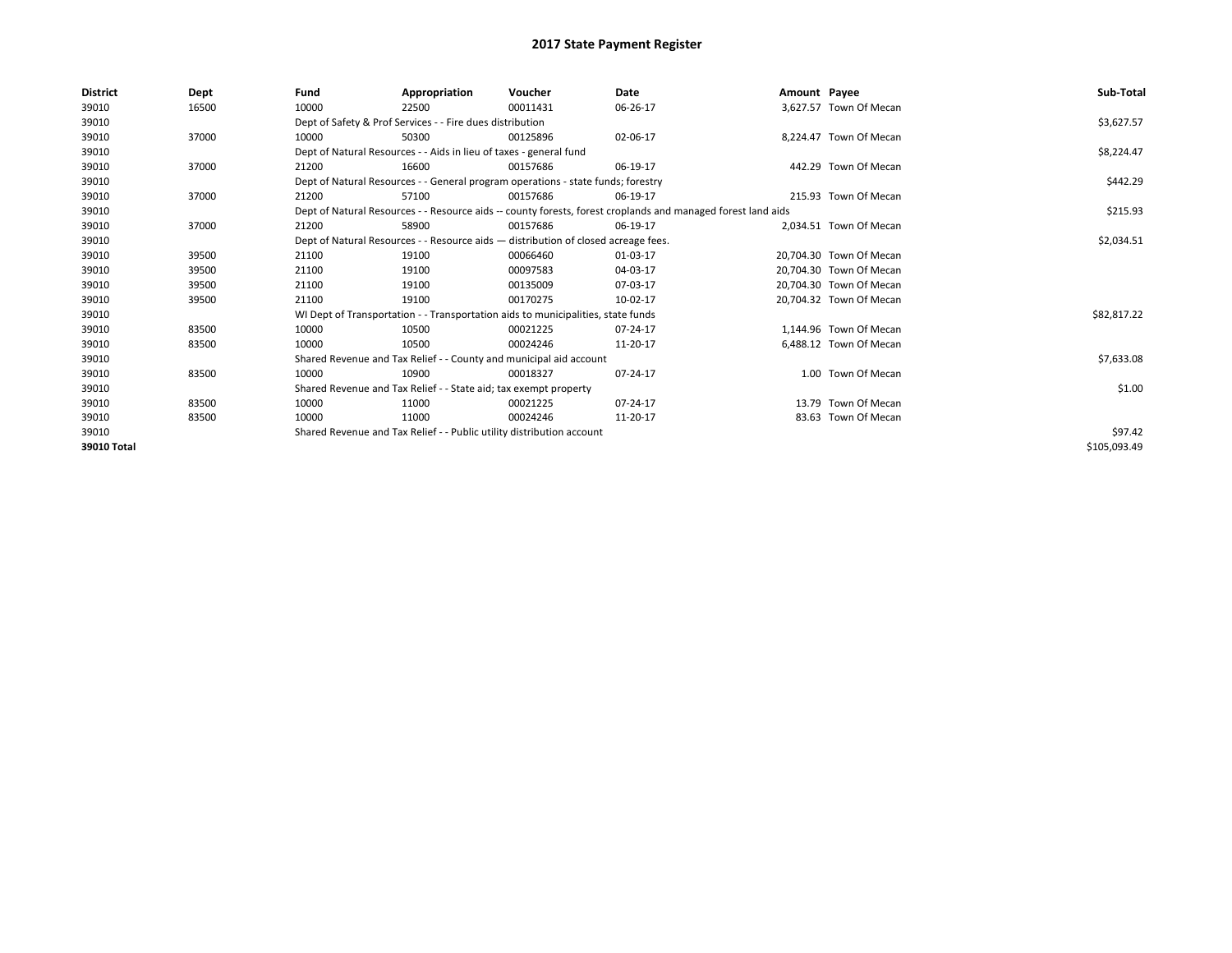# 2017 State Payment Register

| District | Dept | Fund | Appropriation | Voucher | Date | Amount | Payee | Sub-Total |
|---|---|---|---|---|---|---|---|---|
| 39010 | 16500 | 10000 | 22500 | 00011431 | 06-26-17 | 3,627.57 | Town Of Mecan | |
| 39010 | | Dept of Safety & Prof Services - - Fire dues distribution | | | | | | $3,627.57 |
| 39010 | 37000 | 10000 | 50300 | 00125896 | 02-06-17 | 8,224.47 | Town Of Mecan | |
| 39010 | | Dept of Natural Resources - - Aids in lieu of taxes - general fund | | | | | | $8,224.47 |
| 39010 | 37000 | 21200 | 16600 | 00157686 | 06-19-17 | 442.29 | Town Of Mecan | |
| 39010 | | Dept of Natural Resources - - General program operations - state funds; forestry | | | | | | $442.29 |
| 39010 | 37000 | 21200 | 57100 | 00157686 | 06-19-17 | 215.93 | Town Of Mecan | |
| 39010 | | Dept of Natural Resources - - Resource aids -- county forests, forest croplands and managed forest land aids | | | | | | $215.93 |
| 39010 | 37000 | 21200 | 58900 | 00157686 | 06-19-17 | 2,034.51 | Town Of Mecan | |
| 39010 | | Dept of Natural Resources - - Resource aids — distribution of closed acreage fees. | | | | | | $2,034.51 |
| 39010 | 39500 | 21100 | 19100 | 00066460 | 01-03-17 | 20,704.30 | Town Of Mecan | |
| 39010 | 39500 | 21100 | 19100 | 00097583 | 04-03-17 | 20,704.30 | Town Of Mecan | |
| 39010 | 39500 | 21100 | 19100 | 00135009 | 07-03-17 | 20,704.30 | Town Of Mecan | |
| 39010 | 39500 | 21100 | 19100 | 00170275 | 10-02-17 | 20,704.32 | Town Of Mecan | |
| 39010 | | WI Dept of Transportation - - Transportation aids to municipalities, state funds | | | | | | $82,817.22 |
| 39010 | 83500 | 10000 | 10500 | 00021225 | 07-24-17 | 1,144.96 | Town Of Mecan | |
| 39010 | 83500 | 10000 | 10500 | 00024246 | 11-20-17 | 6,488.12 | Town Of Mecan | |
| 39010 | | Shared Revenue and Tax Relief - - County and municipal aid account | | | | | | $7,633.08 |
| 39010 | 83500 | 10000 | 10900 | 00018327 | 07-24-17 | 1.00 | Town Of Mecan | |
| 39010 | | Shared Revenue and Tax Relief - - State aid; tax exempt property | | | | | | $1.00 |
| 39010 | 83500 | 10000 | 11000 | 00021225 | 07-24-17 | 13.79 | Town Of Mecan | |
| 39010 | 83500 | 10000 | 11000 | 00024246 | 11-20-17 | 83.63 | Town Of Mecan | |
| 39010 | | Shared Revenue and Tax Relief - - Public utility distribution account | | | | | | $97.42 |
| **39010 Total** | | | | | | | | $105,093.49 |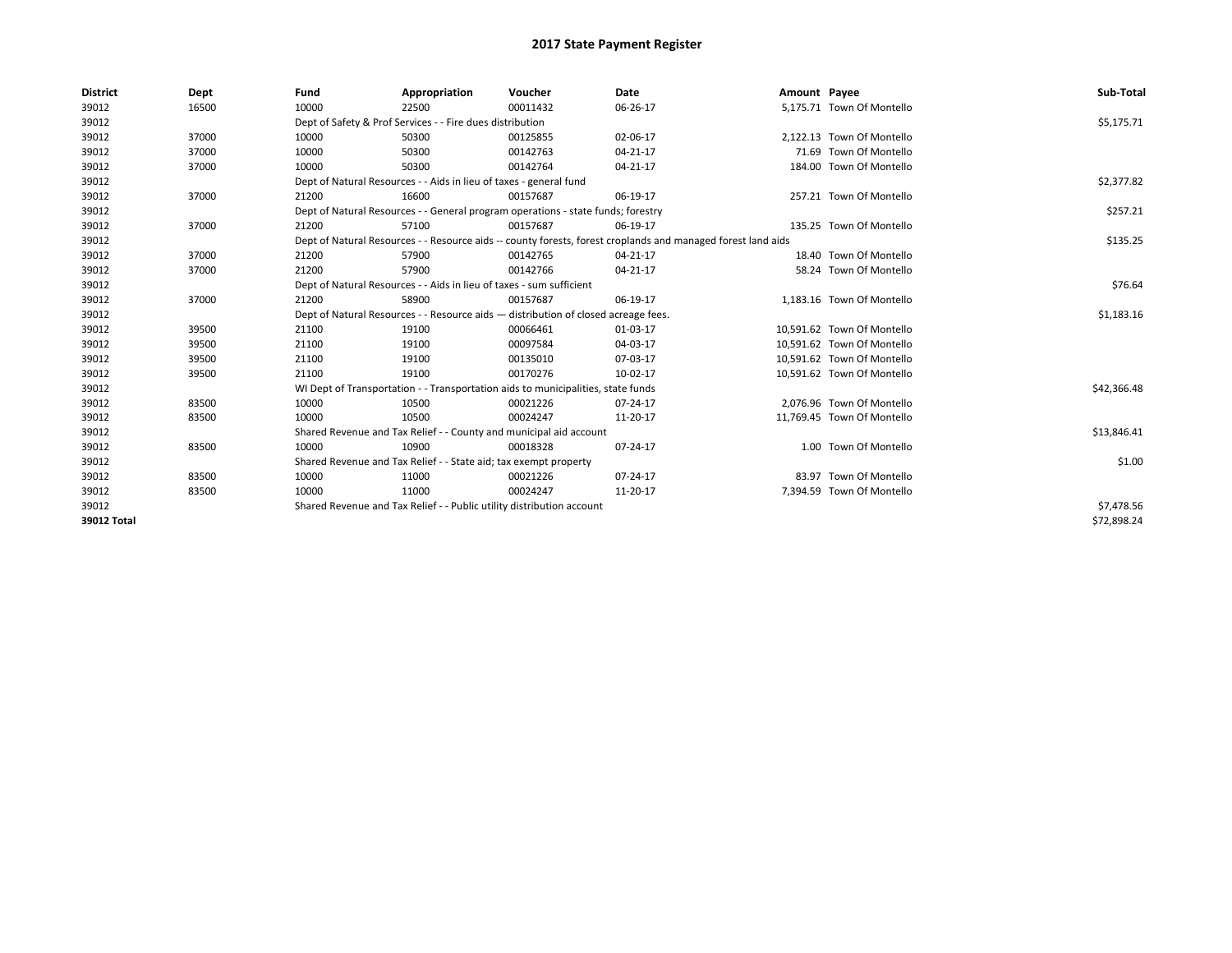# 2017 State Payment Register

| District | Dept | Fund | Appropriation | Voucher | Date | Amount | Payee | Sub-Total |
|---|---|---|---|---|---|---|---|---|
| 39012 | 16500 | 10000 | 22500 | 00011432 | 06-26-17 | 5,175.71 | Town Of Montello | |
| 39012 | | Dept of Safety & Prof Services - - Fire dues distribution | | | | | | $5,175.71 |
| 39012 | 37000 | 10000 | 50300 | 00125855 | 02-06-17 | 2,122.13 | Town Of Montello | |
| 39012 | 37000 | 10000 | 50300 | 00142763 | 04-21-17 | 71.69 | Town Of Montello | |
| 39012 | 37000 | 10000 | 50300 | 00142764 | 04-21-17 | 184.00 | Town Of Montello | |
| 39012 | | Dept of Natural Resources - - Aids in lieu of taxes - general fund | | | | | | $2,377.82 |
| 39012 | 37000 | 21200 | 16600 | 00157687 | 06-19-17 | 257.21 | Town Of Montello | |
| 39012 | | Dept of Natural Resources - - General program operations - state funds; forestry | | | | | | $257.21 |
| 39012 | 37000 | 21200 | 57100 | 00157687 | 06-19-17 | 135.25 | Town Of Montello | |
| 39012 | | Dept of Natural Resources - - Resource aids -- county forests, forest croplands and managed forest land aids | | | | | | $135.25 |
| 39012 | 37000 | 21200 | 57900 | 00142765 | 04-21-17 | 18.40 | Town Of Montello | |
| 39012 | 37000 | 21200 | 57900 | 00142766 | 04-21-17 | 58.24 | Town Of Montello | |
| 39012 | | Dept of Natural Resources - - Aids in lieu of taxes - sum sufficient | | | | | | $76.64 |
| 39012 | 37000 | 21200 | 58900 | 00157687 | 06-19-17 | 1,183.16 | Town Of Montello | |
| 39012 | | Dept of Natural Resources - - Resource aids — distribution of closed acreage fees. | | | | | | $1,183.16 |
| 39012 | 39500 | 21100 | 19100 | 00066461 | 01-03-17 | 10,591.62 | Town Of Montello | |
| 39012 | 39500 | 21100 | 19100 | 00097584 | 04-03-17 | 10,591.62 | Town Of Montello | |
| 39012 | 39500 | 21100 | 19100 | 00135010 | 07-03-17 | 10,591.62 | Town Of Montello | |
| 39012 | 39500 | 21100 | 19100 | 00170276 | 10-02-17 | 10,591.62 | Town Of Montello | |
| 39012 | | WI Dept of Transportation - - Transportation aids to municipalities, state funds | | | | | | $42,366.48 |
| 39012 | 83500 | 10000 | 10500 | 00021226 | 07-24-17 | 2,076.96 | Town Of Montello | |
| 39012 | 83500 | 10000 | 10500 | 00024247 | 11-20-17 | 11,769.45 | Town Of Montello | |
| 39012 | | Shared Revenue and Tax Relief - - County and municipal aid account | | | | | | $13,846.41 |
| 39012 | 83500 | 10000 | 10900 | 00018328 | 07-24-17 | 1.00 | Town Of Montello | |
| 39012 | | Shared Revenue and Tax Relief - - State aid; tax exempt property | | | | | | $1.00 |
| 39012 | 83500 | 10000 | 11000 | 00021226 | 07-24-17 | 83.97 | Town Of Montello | |
| 39012 | 83500 | 10000 | 11000 | 00024247 | 11-20-17 | 7,394.59 | Town Of Montello | |
| 39012 | | Shared Revenue and Tax Relief - - Public utility distribution account | | | | | | $7,478.56 |
| **39012 Total** | | | | | | | | $72,898.24 |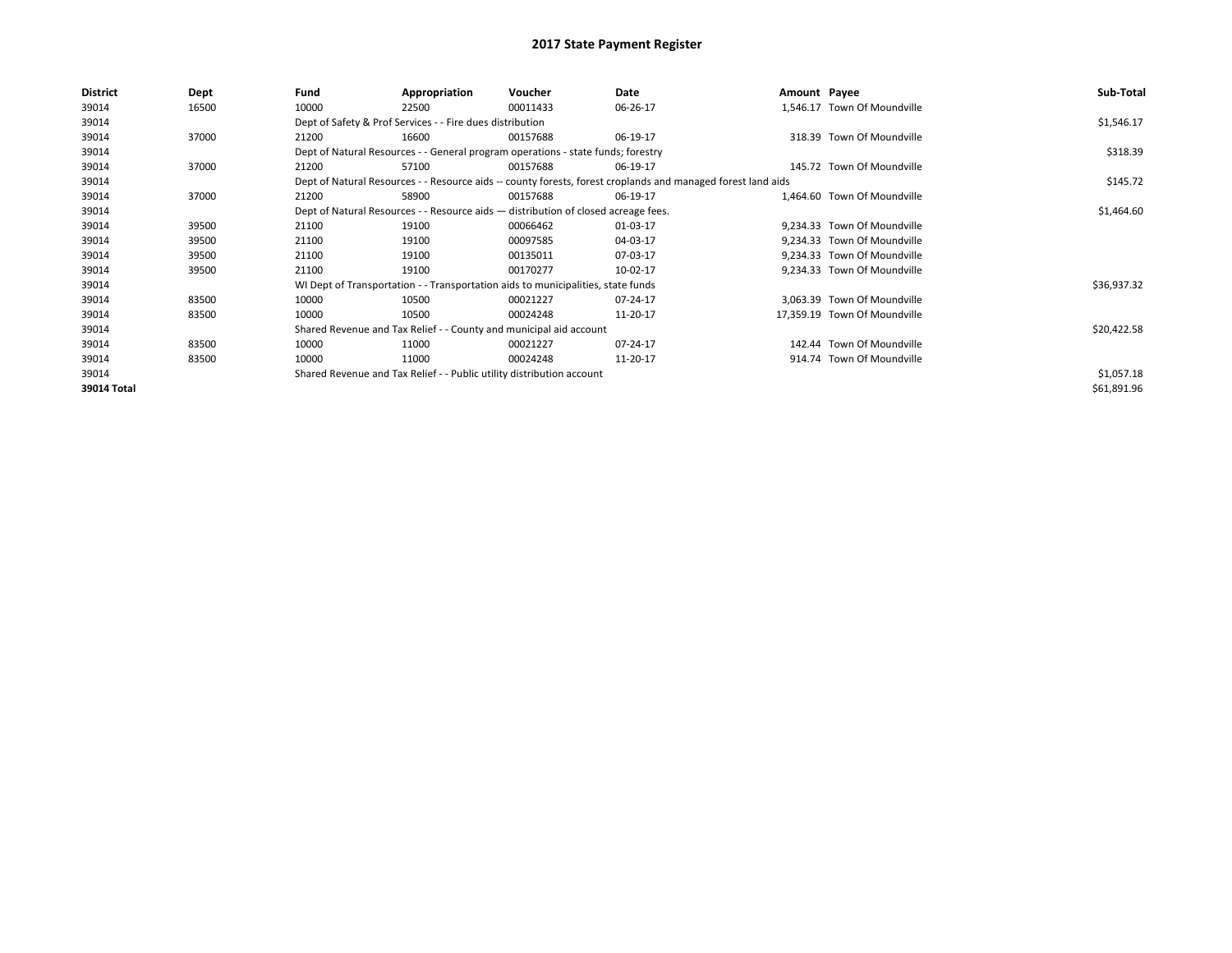# 2017 State Payment Register

| District | Dept | Fund | Appropriation | Voucher | Date | Amount | Payee | Sub-Total |
|---|---|---|---|---|---|---|---|---|
| 39014 | 16500 | 10000 | 22500 | 00011433 | 06-26-17 | 1,546.17 | Town Of Moundville | |
| 39014 | | Dept of Safety & Prof Services - - Fire dues distribution | | | | | | $1,546.17 |
| 39014 | 37000 | 21200 | 16600 | 00157688 | 06-19-17 | 318.39 | Town Of Moundville | |
| 39014 | | Dept of Natural Resources - - General program operations - state funds; forestry | | | | | | $318.39 |
| 39014 | 37000 | 21200 | 57100 | 00157688 | 06-19-17 | 145.72 | Town Of Moundville | |
| 39014 | | Dept of Natural Resources - - Resource aids -- county forests, forest croplands and managed forest land aids | | | | | | $145.72 |
| 39014 | 37000 | 21200 | 58900 | 00157688 | 06-19-17 | 1,464.60 | Town Of Moundville | |
| 39014 | | Dept of Natural Resources - - Resource aids — distribution of closed acreage fees. | | | | | | $1,464.60 |
| 39014 | 39500 | 21100 | 19100 | 00066462 | 01-03-17 | 9,234.33 | Town Of Moundville | |
| 39014 | 39500 | 21100 | 19100 | 00097585 | 04-03-17 | 9,234.33 | Town Of Moundville | |
| 39014 | 39500 | 21100 | 19100 | 00135011 | 07-03-17 | 9,234.33 | Town Of Moundville | |
| 39014 | 39500 | 21100 | 19100 | 00170277 | 10-02-17 | 9,234.33 | Town Of Moundville | |
| 39014 | | WI Dept of Transportation - - Transportation aids to municipalities, state funds | | | | | | $36,937.32 |
| 39014 | 83500 | 10000 | 10500 | 00021227 | 07-24-17 | 3,063.39 | Town Of Moundville | |
| 39014 | 83500 | 10000 | 10500 | 00024248 | 11-20-17 | 17,359.19 | Town Of Moundville | |
| 39014 | | Shared Revenue and Tax Relief - - County and municipal aid account | | | | | | $20,422.58 |
| 39014 | 83500 | 10000 | 11000 | 00021227 | 07-24-17 | 142.44 | Town Of Moundville | |
| 39014 | 83500 | 10000 | 11000 | 00024248 | 11-20-17 | 914.74 | Town Of Moundville | |
| 39014 | | Shared Revenue and Tax Relief - - Public utility distribution account | | | | | | $1,057.18 |
| **39014 Total** | | | | | | | | $61,891.96 |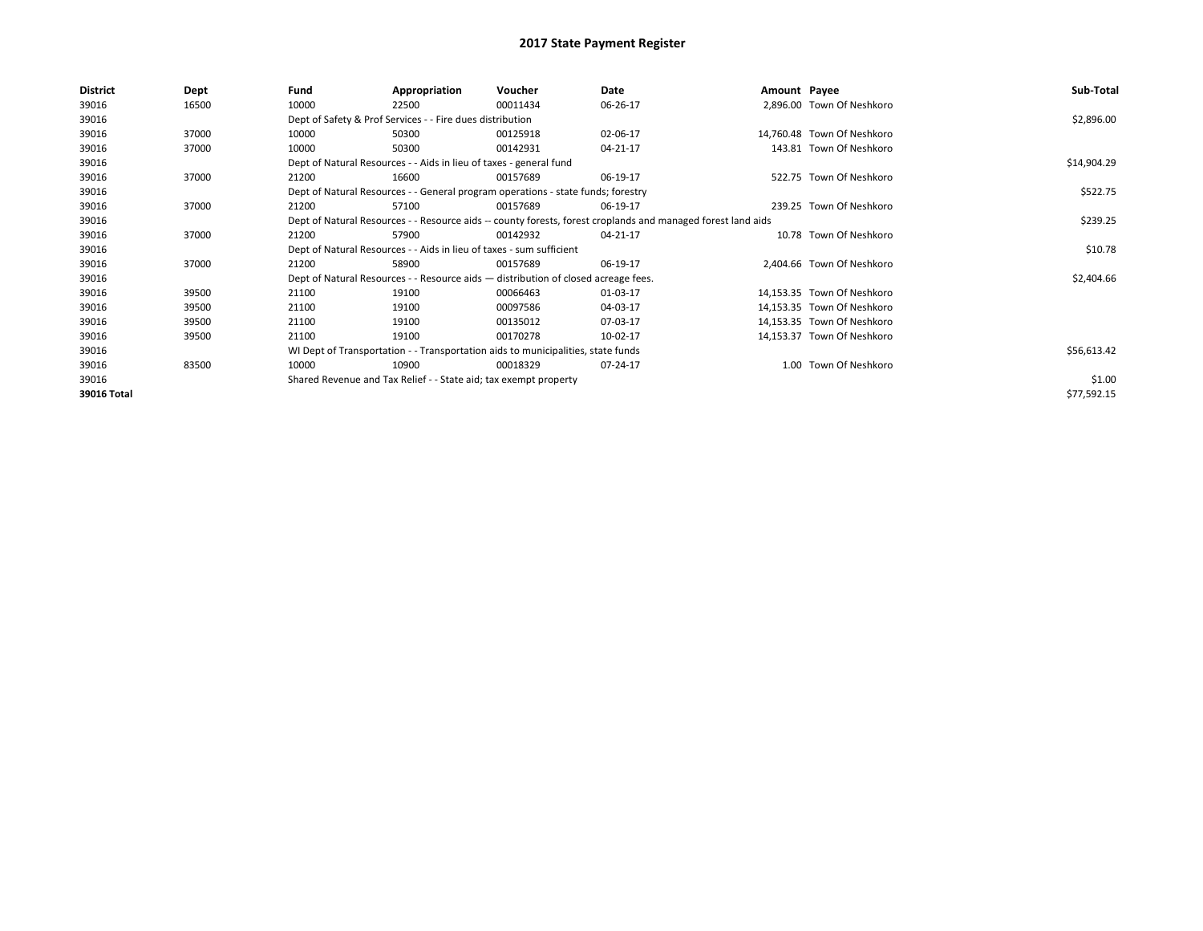# 2017 State Payment Register

| District | Dept | Fund | Appropriation | Voucher | Date | Amount | Payee | Sub-Total |
|---|---|---|---|---|---|---|---|---|
| 39016 | 16500 | 10000 | 22500 | 00011434 | 06-26-17 | 2,896.00 | Town Of Neshkoro | |
| 39016 | | Dept of Safety & Prof Services - - Fire dues distribution | | | | | | $2,896.00 |
| 39016 | 37000 | 10000 | 50300 | 00125918 | 02-06-17 | 14,760.48 | Town Of Neshkoro | |
| 39016 | 37000 | 10000 | 50300 | 00142931 | 04-21-17 | 143.81 | Town Of Neshkoro | |
| 39016 | | Dept of Natural Resources - - Aids in lieu of taxes - general fund | | | | | | $14,904.29 |
| 39016 | 37000 | 21200 | 16600 | 00157689 | 06-19-17 | 522.75 | Town Of Neshkoro | |
| 39016 | | Dept of Natural Resources - - General program operations - state funds; forestry | | | | | | $522.75 |
| 39016 | 37000 | 21200 | 57100 | 00157689 | 06-19-17 | 239.25 | Town Of Neshkoro | |
| 39016 | | Dept of Natural Resources - - Resource aids -- county forests, forest croplands and managed forest land aids | | | | | | $239.25 |
| 39016 | 37000 | 21200 | 57900 | 00142932 | 04-21-17 | 10.78 | Town Of Neshkoro | |
| 39016 | | Dept of Natural Resources - - Aids in lieu of taxes - sum sufficient | | | | | | $10.78 |
| 39016 | 37000 | 21200 | 58900 | 00157689 | 06-19-17 | 2,404.66 | Town Of Neshkoro | |
| 39016 | | Dept of Natural Resources - - Resource aids — distribution of closed acreage fees. | | | | | | $2,404.66 |
| 39016 | 39500 | 21100 | 19100 | 00066463 | 01-03-17 | 14,153.35 | Town Of Neshkoro | |
| 39016 | 39500 | 21100 | 19100 | 00097586 | 04-03-17 | 14,153.35 | Town Of Neshkoro | |
| 39016 | 39500 | 21100 | 19100 | 00135012 | 07-03-17 | 14,153.35 | Town Of Neshkoro | |
| 39016 | 39500 | 21100 | 19100 | 00170278 | 10-02-17 | 14,153.37 | Town Of Neshkoro | |
| 39016 | | WI Dept of Transportation - - Transportation aids to municipalities, state funds | | | | | | $56,613.42 |
| 39016 | 83500 | 10000 | 10900 | 00018329 | 07-24-17 | 1.00 | Town Of Neshkoro | |
| 39016 | | Shared Revenue and Tax Relief - - State aid; tax exempt property | | | | | | $1.00 |
| 39016 Total | | | | | | | | $77,592.15 |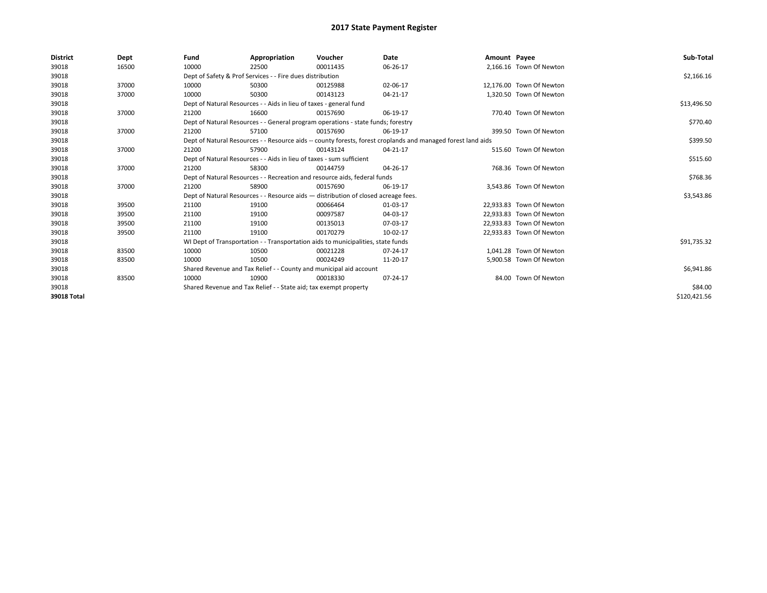# 2017 State Payment Register

| District | Dept | Fund | Appropriation | Voucher | Date | Amount | Payee | Sub-Total |
|---|---|---|---|---|---|---|---|---|
| 39018 | 16500 | 10000 | 22500 | 00011435 | 06-26-17 | 2,166.16 | Town Of Newton | |
| 39018 | | Dept of Safety & Prof Services - - Fire dues distribution | | | | | | $2,166.16 |
| 39018 | 37000 | 10000 | 50300 | 00125988 | 02-06-17 | 12,176.00 | Town Of Newton | |
| 39018 | 37000 | 10000 | 50300 | 00143123 | 04-21-17 | 1,320.50 | Town Of Newton | |
| 39018 | | Dept of Natural Resources - - Aids in lieu of taxes - general fund | | | | | | $13,496.50 |
| 39018 | 37000 | 21200 | 16600 | 00157690 | 06-19-17 | 770.40 | Town Of Newton | |
| 39018 | | Dept of Natural Resources - - General program operations - state funds; forestry | | | | | | $770.40 |
| 39018 | 37000 | 21200 | 57100 | 00157690 | 06-19-17 | 399.50 | Town Of Newton | |
| 39018 | | Dept of Natural Resources - - Resource aids -- county forests, forest croplands and managed forest land aids | | | | | | $399.50 |
| 39018 | 37000 | 21200 | 57900 | 00143124 | 04-21-17 | 515.60 | Town Of Newton | |
| 39018 | | Dept of Natural Resources - - Aids in lieu of taxes - sum sufficient | | | | | | $515.60 |
| 39018 | 37000 | 21200 | 58300 | 00144759 | 04-26-17 | 768.36 | Town Of Newton | |
| 39018 | | Dept of Natural Resources - - Recreation and resource aids, federal funds | | | | | | $768.36 |
| 39018 | 37000 | 21200 | 58900 | 00157690 | 06-19-17 | 3,543.86 | Town Of Newton | |
| 39018 | | Dept of Natural Resources - - Resource aids — distribution of closed acreage fees. | | | | | | $3,543.86 |
| 39018 | 39500 | 21100 | 19100 | 00066464 | 01-03-17 | 22,933.83 | Town Of Newton | |
| 39018 | 39500 | 21100 | 19100 | 00097587 | 04-03-17 | 22,933.83 | Town Of Newton | |
| 39018 | 39500 | 21100 | 19100 | 00135013 | 07-03-17 | 22,933.83 | Town Of Newton | |
| 39018 | 39500 | 21100 | 19100 | 00170279 | 10-02-17 | 22,933.83 | Town Of Newton | |
| 39018 | | WI Dept of Transportation - - Transportation aids to municipalities, state funds | | | | | | $91,735.32 |
| 39018 | 83500 | 10000 | 10500 | 00021228 | 07-24-17 | 1,041.28 | Town Of Newton | |
| 39018 | 83500 | 10000 | 10500 | 00024249 | 11-20-17 | 5,900.58 | Town Of Newton | |
| 39018 | | Shared Revenue and Tax Relief - - County and municipal aid account | | | | | | $6,941.86 |
| 39018 | 83500 | 10000 | 10900 | 00018330 | 07-24-17 | 84.00 | Town Of Newton | |
| 39018 | | Shared Revenue and Tax Relief - - State aid; tax exempt property | | | | | | $84.00 |
| 39018 Total | | | | | | | | $120,421.56 |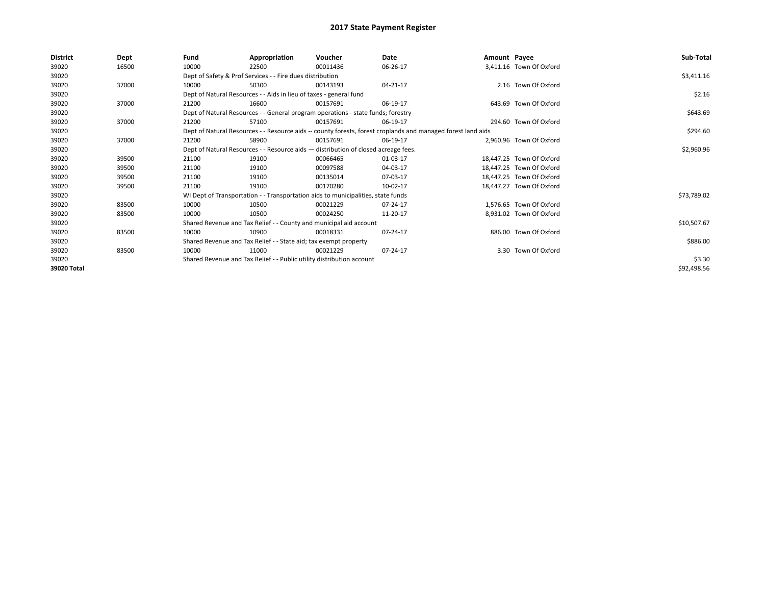# 2017 State Payment Register

| District | Dept | Fund | Appropriation | Voucher | Date | Amount | Payee | Sub-Total |
|---|---|---|---|---|---|---|---|---|
| 39020 | 16500 | 10000 | 22500 | 00011436 | 06-26-17 | 3,411.16 | Town Of Oxford | |
| 39020 | | Dept of Safety & Prof Services - - Fire dues distribution | | | | | | $3,411.16 |
| 39020 | 37000 | 10000 | 50300 | 00143193 | 04-21-17 | 2.16 | Town Of Oxford | |
| 39020 | | Dept of Natural Resources - - Aids in lieu of taxes - general fund | | | | | | $2.16 |
| 39020 | 37000 | 21200 | 16600 | 00157691 | 06-19-17 | 643.69 | Town Of Oxford | |
| 39020 | | Dept of Natural Resources - - General program operations - state funds; forestry | | | | | | $643.69 |
| 39020 | 37000 | 21200 | 57100 | 00157691 | 06-19-17 | 294.60 | Town Of Oxford | |
| 39020 | | Dept of Natural Resources - - Resource aids -- county forests, forest croplands and managed forest land aids | | | | | | $294.60 |
| 39020 | 37000 | 21200 | 58900 | 00157691 | 06-19-17 | 2,960.96 | Town Of Oxford | |
| 39020 | | Dept of Natural Resources - - Resource aids — distribution of closed acreage fees. | | | | | | $2,960.96 |
| 39020 | 39500 | 21100 | 19100 | 00066465 | 01-03-17 | 18,447.25 | Town Of Oxford | |
| 39020 | 39500 | 21100 | 19100 | 00097588 | 04-03-17 | 18,447.25 | Town Of Oxford | |
| 39020 | 39500 | 21100 | 19100 | 00135014 | 07-03-17 | 18,447.25 | Town Of Oxford | |
| 39020 | 39500 | 21100 | 19100 | 00170280 | 10-02-17 | 18,447.27 | Town Of Oxford | |
| 39020 | | WI Dept of Transportation - - Transportation aids to municipalities, state funds | | | | | | $73,789.02 |
| 39020 | 83500 | 10000 | 10500 | 00021229 | 07-24-17 | 1,576.65 | Town Of Oxford | |
| 39020 | 83500 | 10000 | 10500 | 00024250 | 11-20-17 | 8,931.02 | Town Of Oxford | |
| 39020 | | Shared Revenue and Tax Relief - - County and municipal aid account | | | | | | $10,507.67 |
| 39020 | 83500 | 10000 | 10900 | 00018331 | 07-24-17 | 886.00 | Town Of Oxford | |
| 39020 | | Shared Revenue and Tax Relief - - State aid; tax exempt property | | | | | | $886.00 |
| 39020 | 83500 | 10000 | 11000 | 00021229 | 07-24-17 | 3.30 | Town Of Oxford | |
| 39020 | | Shared Revenue and Tax Relief - - Public utility distribution account | | | | | | $3.30 |
| 39020 Total | | | | | | | | $92,498.56 |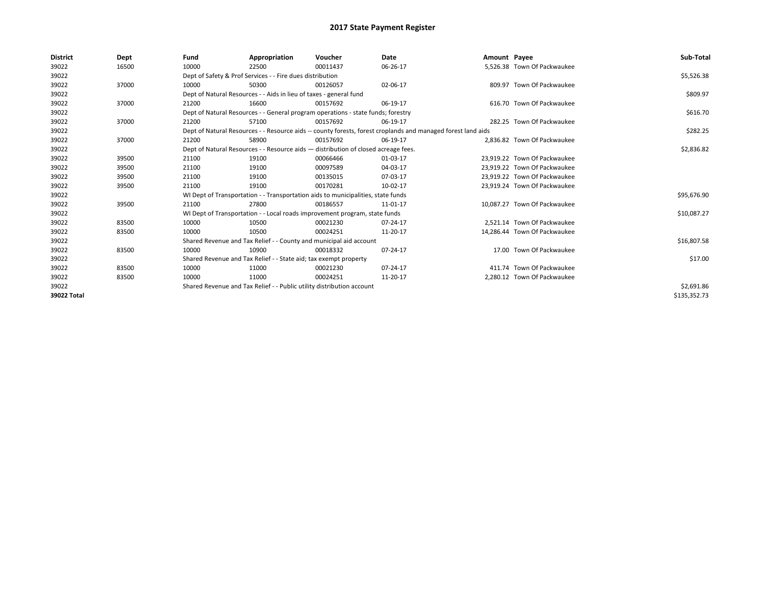# 2017 State Payment Register

| District | Dept | Fund | Appropriation | Voucher | Date | Amount | Payee | Sub-Total |
|---|---|---|---|---|---|---|---|---|
| 39022 | 16500 | 10000 | 22500 | 00011437 | 06-26-17 | 5,526.38 | Town Of Packwaukee | |
| 39022 | | Dept of Safety & Prof Services - - Fire dues distribution | | | | | | $5,526.38 |
| 39022 | 37000 | 10000 | 50300 | 00126057 | 02-06-17 | 809.97 | Town Of Packwaukee | |
| 39022 | | Dept of Natural Resources - - Aids in lieu of taxes - general fund | | | | | | $809.97 |
| 39022 | 37000 | 21200 | 16600 | 00157692 | 06-19-17 | 616.70 | Town Of Packwaukee | |
| 39022 | | Dept of Natural Resources - - General program operations - state funds; forestry | | | | | | $616.70 |
| 39022 | 37000 | 21200 | 57100 | 00157692 | 06-19-17 | 282.25 | Town Of Packwaukee | |
| 39022 | | Dept of Natural Resources - - Resource aids -- county forests, forest croplands and managed forest land aids | | | | | | $282.25 |
| 39022 | 37000 | 21200 | 58900 | 00157692 | 06-19-17 | 2,836.82 | Town Of Packwaukee | |
| 39022 | | Dept of Natural Resources - - Resource aids — distribution of closed acreage fees. | | | | | | $2,836.82 |
| 39022 | 39500 | 21100 | 19100 | 00066466 | 01-03-17 | 23,919.22 | Town Of Packwaukee | |
| 39022 | 39500 | 21100 | 19100 | 00097589 | 04-03-17 | 23,919.22 | Town Of Packwaukee | |
| 39022 | 39500 | 21100 | 19100 | 00135015 | 07-03-17 | 23,919.22 | Town Of Packwaukee | |
| 39022 | 39500 | 21100 | 19100 | 00170281 | 10-02-17 | 23,919.24 | Town Of Packwaukee | |
| 39022 | | WI Dept of Transportation - - Transportation aids to municipalities, state funds | | | | | | $95,676.90 |
| 39022 | 39500 | 21100 | 27800 | 00186557 | 11-01-17 | 10,087.27 | Town Of Packwaukee | |
| 39022 | | WI Dept of Transportation - - Local roads improvement program, state funds | | | | | | $10,087.27 |
| 39022 | 83500 | 10000 | 10500 | 00021230 | 07-24-17 | 2,521.14 | Town Of Packwaukee | |
| 39022 | 83500 | 10000 | 10500 | 00024251 | 11-20-17 | 14,286.44 | Town Of Packwaukee | |
| 39022 | | Shared Revenue and Tax Relief - - County and municipal aid account | | | | | | $16,807.58 |
| 39022 | 83500 | 10000 | 10900 | 00018332 | 07-24-17 | 17.00 | Town Of Packwaukee | |
| 39022 | | Shared Revenue and Tax Relief - - State aid; tax exempt property | | | | | | $17.00 |
| 39022 | 83500 | 10000 | 11000 | 00021230 | 07-24-17 | 411.74 | Town Of Packwaukee | |
| 39022 | 83500 | 10000 | 11000 | 00024251 | 11-20-17 | 2,280.12 | Town Of Packwaukee | |
| 39022 | | Shared Revenue and Tax Relief - - Public utility distribution account | | | | | | $2,691.86 |
| **39022 Total** | | | | | | | | $135,352.73 |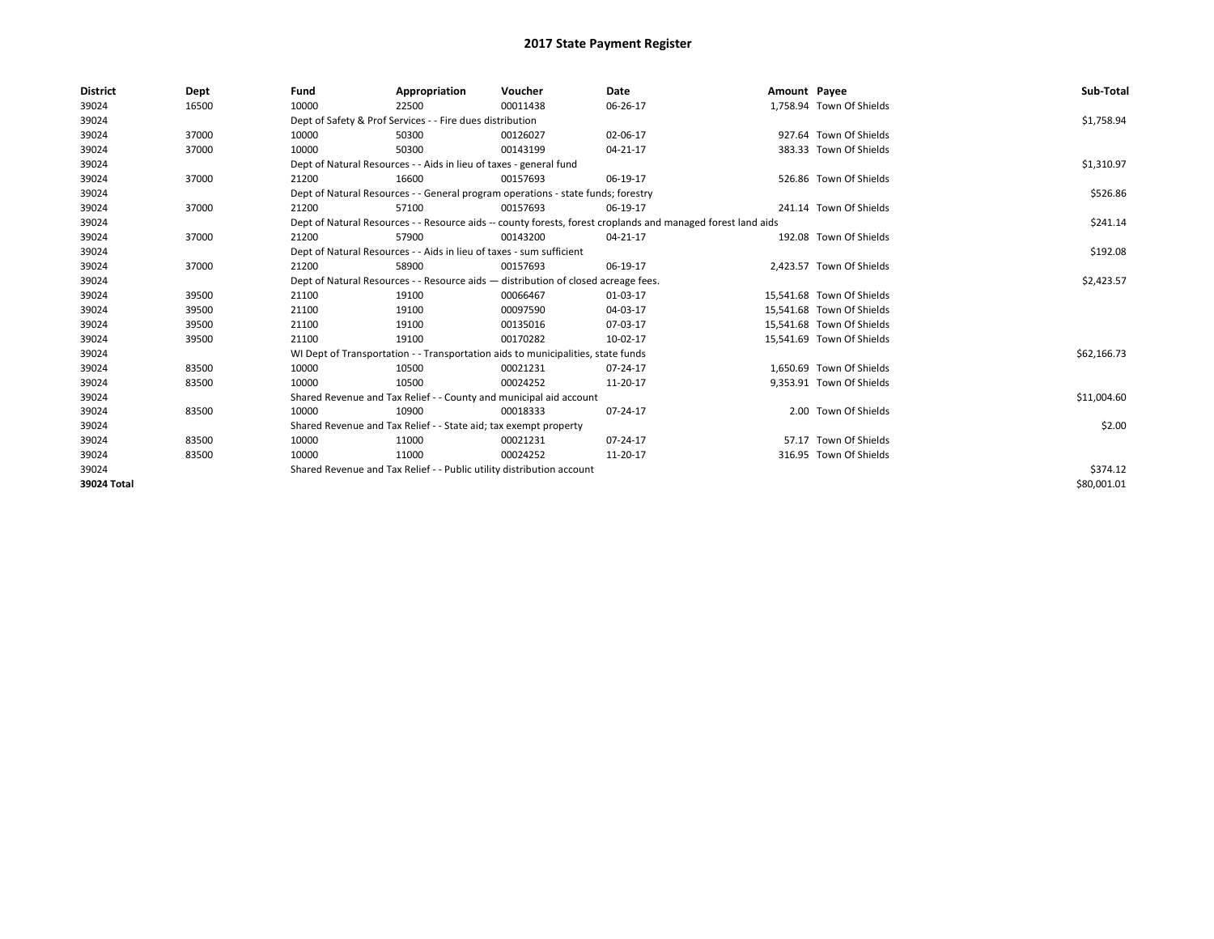# 2017 State Payment Register

| District | Dept | Fund | Appropriation | Voucher | Date | Amount | Payee | Sub-Total |
|---|---|---|---|---|---|---|---|---|
| 39024 | 16500 | 10000 | 22500 | 00011438 | 06-26-17 | 1,758.94 | Town Of Shields | |
| 39024 | | Dept of Safety & Prof Services - - Fire dues distribution | | | | | | $1,758.94 |
| 39024 | 37000 | 10000 | 50300 | 00126027 | 02-06-17 | 927.64 | Town Of Shields | |
| 39024 | 37000 | 10000 | 50300 | 00143199 | 04-21-17 | 383.33 | Town Of Shields | |
| 39024 | | Dept of Natural Resources - - Aids in lieu of taxes - general fund | | | | | | $1,310.97 |
| 39024 | 37000 | 21200 | 16600 | 00157693 | 06-19-17 | 526.86 | Town Of Shields | |
| 39024 | | Dept of Natural Resources - - General program operations - state funds; forestry | | | | | | $526.86 |
| 39024 | 37000 | 21200 | 57100 | 00157693 | 06-19-17 | 241.14 | Town Of Shields | |
| 39024 | | Dept of Natural Resources - - Resource aids -- county forests, forest croplands and managed forest land aids | | | | | | $241.14 |
| 39024 | 37000 | 21200 | 57900 | 00143200 | 04-21-17 | 192.08 | Town Of Shields | |
| 39024 | | Dept of Natural Resources - - Aids in lieu of taxes - sum sufficient | | | | | | $192.08 |
| 39024 | 37000 | 21200 | 58900 | 00157693 | 06-19-17 | 2,423.57 | Town Of Shields | |
| 39024 | | Dept of Natural Resources - - Resource aids — distribution of closed acreage fees. | | | | | | $2,423.57 |
| 39024 | 39500 | 21100 | 19100 | 00066467 | 01-03-17 | 15,541.68 | Town Of Shields | |
| 39024 | 39500 | 21100 | 19100 | 00097590 | 04-03-17 | 15,541.68 | Town Of Shields | |
| 39024 | 39500 | 21100 | 19100 | 00135016 | 07-03-17 | 15,541.68 | Town Of Shields | |
| 39024 | 39500 | 21100 | 19100 | 00170282 | 10-02-17 | 15,541.69 | Town Of Shields | |
| 39024 | | WI Dept of Transportation - - Transportation aids to municipalities, state funds | | | | | | $62,166.73 |
| 39024 | 83500 | 10000 | 10500 | 00021231 | 07-24-17 | 1,650.69 | Town Of Shields | |
| 39024 | 83500 | 10000 | 10500 | 00024252 | 11-20-17 | 9,353.91 | Town Of Shields | |
| 39024 | | Shared Revenue and Tax Relief - - County and municipal aid account | | | | | | $11,004.60 |
| 39024 | 83500 | 10000 | 10900 | 00018333 | 07-24-17 | 2.00 | Town Of Shields | |
| 39024 | | Shared Revenue and Tax Relief - - State aid; tax exempt property | | | | | | $2.00 |
| 39024 | 83500 | 10000 | 11000 | 00021231 | 07-24-17 | 57.17 | Town Of Shields | |
| 39024 | 83500 | 10000 | 11000 | 00024252 | 11-20-17 | 316.95 | Town Of Shields | |
| 39024 | | Shared Revenue and Tax Relief - - Public utility distribution account | | | | | | $374.12 |
| 39024 Total | | | | | | | | $80,001.01 |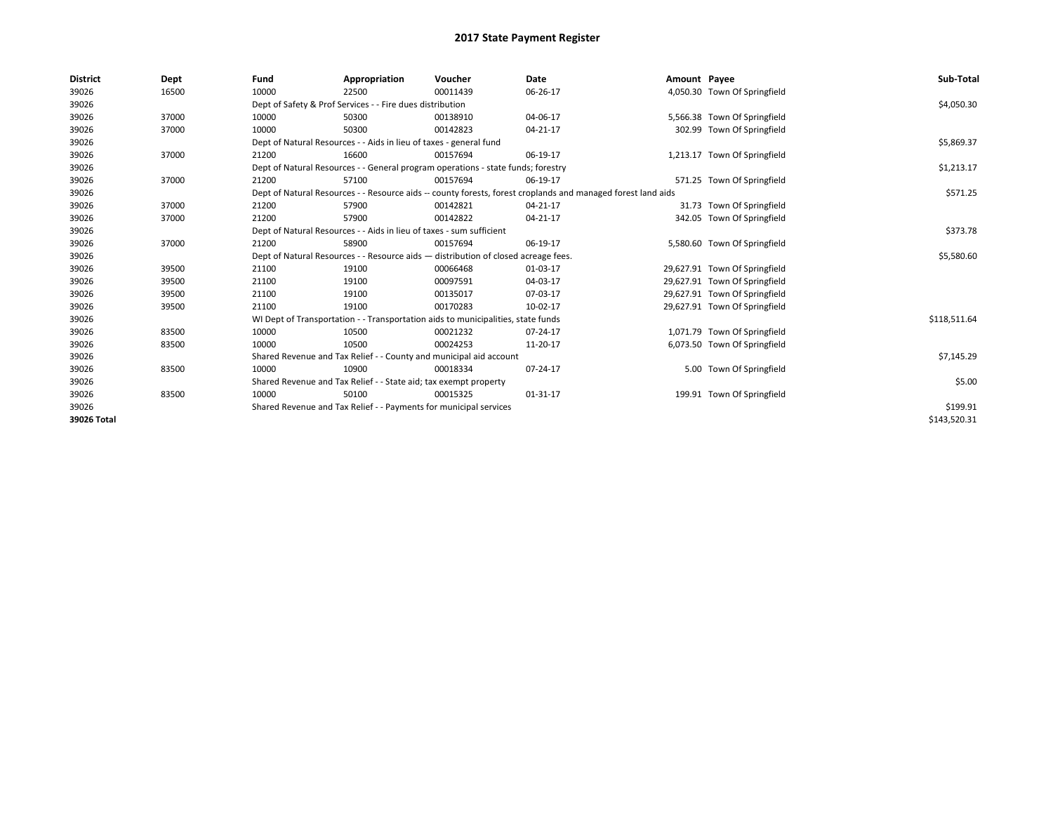# 2017 State Payment Register

| District | Dept | Fund | Appropriation | Voucher | Date | Amount | Payee | Sub-Total |
|---|---|---|---|---|---|---|---|---|
| 39026 | 16500 | 10000 | 22500 | 00011439 | 06-26-17 | 4,050.30 | Town Of Springfield | |
| 39026 | | Dept of Safety & Prof Services - - Fire dues distribution | | | | | | $4,050.30 |
| 39026 | 37000 | 10000 | 50300 | 00138910 | 04-06-17 | 5,566.38 | Town Of Springfield | |
| 39026 | 37000 | 10000 | 50300 | 00142823 | 04-21-17 | 302.99 | Town Of Springfield | |
| 39026 | | Dept of Natural Resources - - Aids in lieu of taxes - general fund | | | | | | $5,869.37 |
| 39026 | 37000 | 21200 | 16600 | 00157694 | 06-19-17 | 1,213.17 | Town Of Springfield | |
| 39026 | | Dept of Natural Resources - - General program operations - state funds; forestry | | | | | | $1,213.17 |
| 39026 | 37000 | 21200 | 57100 | 00157694 | 06-19-17 | 571.25 | Town Of Springfield | |
| 39026 | | Dept of Natural Resources - - Resource aids -- county forests, forest croplands and managed forest land aids | | | | | | $571.25 |
| 39026 | 37000 | 21200 | 57900 | 00142821 | 04-21-17 | 31.73 | Town Of Springfield | |
| 39026 | 37000 | 21200 | 57900 | 00142822 | 04-21-17 | 342.05 | Town Of Springfield | |
| 39026 | | Dept of Natural Resources - - Aids in lieu of taxes - sum sufficient | | | | | | $373.78 |
| 39026 | 37000 | 21200 | 58900 | 00157694 | 06-19-17 | 5,580.60 | Town Of Springfield | |
| 39026 | | Dept of Natural Resources - - Resource aids — distribution of closed acreage fees. | | | | | | $5,580.60 |
| 39026 | 39500 | 21100 | 19100 | 00066468 | 01-03-17 | 29,627.91 | Town Of Springfield | |
| 39026 | 39500 | 21100 | 19100 | 00097591 | 04-03-17 | 29,627.91 | Town Of Springfield | |
| 39026 | 39500 | 21100 | 19100 | 00135017 | 07-03-17 | 29,627.91 | Town Of Springfield | |
| 39026 | 39500 | 21100 | 19100 | 00170283 | 10-02-17 | 29,627.91 | Town Of Springfield | |
| 39026 | | WI Dept of Transportation - - Transportation aids to municipalities, state funds | | | | | | $118,511.64 |
| 39026 | 83500 | 10000 | 10500 | 00021232 | 07-24-17 | 1,071.79 | Town Of Springfield | |
| 39026 | 83500 | 10000 | 10500 | 00024253 | 11-20-17 | 6,073.50 | Town Of Springfield | |
| 39026 | | Shared Revenue and Tax Relief - - County and municipal aid account | | | | | | $7,145.29 |
| 39026 | 83500 | 10000 | 10900 | 00018334 | 07-24-17 | 5.00 | Town Of Springfield | |
| 39026 | | Shared Revenue and Tax Relief - - State aid; tax exempt property | | | | | | $5.00 |
| 39026 | 83500 | 10000 | 50100 | 00015325 | 01-31-17 | 199.91 | Town Of Springfield | |
| 39026 | | Shared Revenue and Tax Relief - - Payments for municipal services | | | | | | $199.91 |
| 39026 Total | | | | | | | | $143,520.31 |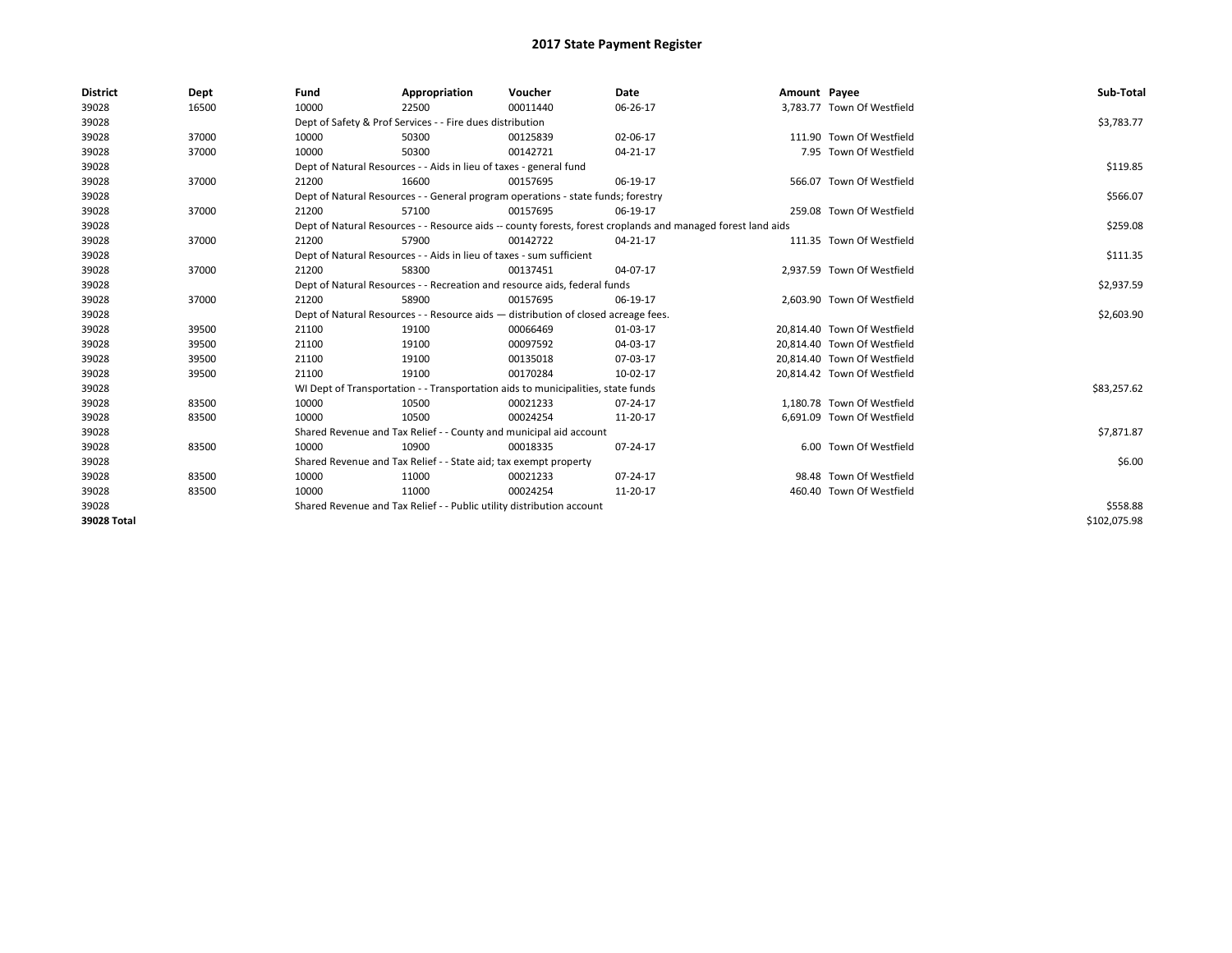# 2017 State Payment Register

| District | Dept | Fund | Appropriation | Voucher | Date | Amount | Payee | Sub-Total |
|---|---|---|---|---|---|---|---|---|
| 39028 | 16500 | 10000 | 22500 | 00011440 | 06-26-17 | 3,783.77 | Town Of Westfield | |
| 39028 | | Dept of Safety & Prof Services - - Fire dues distribution | | | | | | $3,783.77 |
| 39028 | 37000 | 10000 | 50300 | 00125839 | 02-06-17 | 111.90 | Town Of Westfield | |
| 39028 | 37000 | 10000 | 50300 | 00142721 | 04-21-17 | 7.95 | Town Of Westfield | |
| 39028 | | Dept of Natural Resources - - Aids in lieu of taxes - general fund | | | | | | $119.85 |
| 39028 | 37000 | 21200 | 16600 | 00157695 | 06-19-17 | 566.07 | Town Of Westfield | |
| 39028 | | Dept of Natural Resources - - General program operations - state funds; forestry | | | | | | $566.07 |
| 39028 | 37000 | 21200 | 57100 | 00157695 | 06-19-17 | 259.08 | Town Of Westfield | |
| 39028 | | Dept of Natural Resources - - Resource aids -- county forests, forest croplands and managed forest land aids | | | | | | $259.08 |
| 39028 | 37000 | 21200 | 57900 | 00142722 | 04-21-17 | 111.35 | Town Of Westfield | |
| 39028 | | Dept of Natural Resources - - Aids in lieu of taxes - sum sufficient | | | | | | $111.35 |
| 39028 | 37000 | 21200 | 58300 | 00137451 | 04-07-17 | 2,937.59 | Town Of Westfield | |
| 39028 | | Dept of Natural Resources - - Recreation and resource aids, federal funds | | | | | | $2,937.59 |
| 39028 | 37000 | 21200 | 58900 | 00157695 | 06-19-17 | 2,603.90 | Town Of Westfield | |
| 39028 | | Dept of Natural Resources - - Resource aids — distribution of closed acreage fees. | | | | | | $2,603.90 |
| 39028 | 39500 | 21100 | 19100 | 00066469 | 01-03-17 | 20,814.40 | Town Of Westfield | |
| 39028 | 39500 | 21100 | 19100 | 00097592 | 04-03-17 | 20,814.40 | Town Of Westfield | |
| 39028 | 39500 | 21100 | 19100 | 00135018 | 07-03-17 | 20,814.40 | Town Of Westfield | |
| 39028 | 39500 | 21100 | 19100 | 00170284 | 10-02-17 | 20,814.42 | Town Of Westfield | |
| 39028 | | WI Dept of Transportation - - Transportation aids to municipalities, state funds | | | | | | $83,257.62 |
| 39028 | 83500 | 10000 | 10500 | 00021233 | 07-24-17 | 1,180.78 | Town Of Westfield | |
| 39028 | 83500 | 10000 | 10500 | 00024254 | 11-20-17 | 6,691.09 | Town Of Westfield | |
| 39028 | | Shared Revenue and Tax Relief - - County and municipal aid account | | | | | | $7,871.87 |
| 39028 | 83500 | 10000 | 10900 | 00018335 | 07-24-17 | 6.00 | Town Of Westfield | |
| 39028 | | Shared Revenue and Tax Relief - - State aid; tax exempt property | | | | | | $6.00 |
| 39028 | 83500 | 10000 | 11000 | 00021233 | 07-24-17 | 98.48 | Town Of Westfield | |
| 39028 | 83500 | 10000 | 11000 | 00024254 | 11-20-17 | 460.40 | Town Of Westfield | |
| 39028 | | Shared Revenue and Tax Relief - - Public utility distribution account | | | | | | $558.88 |
| **39028 Total** | | | | | | | | $102,075.98 |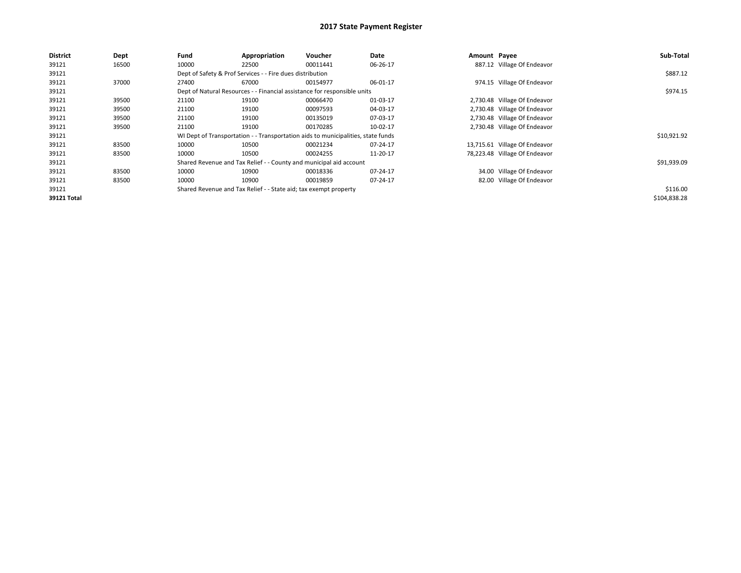# 2017 State Payment Register

| District | Dept | Fund | Appropriation | Voucher | Date | Amount | Payee | Sub-Total |
|---|---|---|---|---|---|---|---|---|
| 39121 | 16500 | 10000 | 22500 | 00011441 | 06-26-17 | 887.12 | Village Of Endeavor | |
| 39121 | | Dept of Safety & Prof Services - - Fire dues distribution | | | | | | $887.12 |
| 39121 | 37000 | 27400 | 67000 | 00154977 | 06-01-17 | 974.15 | Village Of Endeavor | |
| 39121 | | Dept of Natural Resources - - Financial assistance for responsible units | | | | | | $974.15 |
| 39121 | 39500 | 21100 | 19100 | 00066470 | 01-03-17 | 2,730.48 | Village Of Endeavor | |
| 39121 | 39500 | 21100 | 19100 | 00097593 | 04-03-17 | 2,730.48 | Village Of Endeavor | |
| 39121 | 39500 | 21100 | 19100 | 00135019 | 07-03-17 | 2,730.48 | Village Of Endeavor | |
| 39121 | 39500 | 21100 | 19100 | 00170285 | 10-02-17 | 2,730.48 | Village Of Endeavor | |
| 39121 | | WI Dept of Transportation - - Transportation aids to municipalities, state funds | | | | | | $10,921.92 |
| 39121 | 83500 | 10000 | 10500 | 00021234 | 07-24-17 | 13,715.61 | Village Of Endeavor | |
| 39121 | 83500 | 10000 | 10500 | 00024255 | 11-20-17 | 78,223.48 | Village Of Endeavor | |
| 39121 | | Shared Revenue and Tax Relief - - County and municipal aid account | | | | | | $91,939.09 |
| 39121 | 83500 | 10000 | 10900 | 00018336 | 07-24-17 | 34.00 | Village Of Endeavor | |
| 39121 | 83500 | 10000 | 10900 | 00019859 | 07-24-17 | 82.00 | Village Of Endeavor | |
| 39121 | | Shared Revenue and Tax Relief - - State aid; tax exempt property | | | | | | $116.00 |
| **39121 Total** | | | | | | | | $104,838.28 |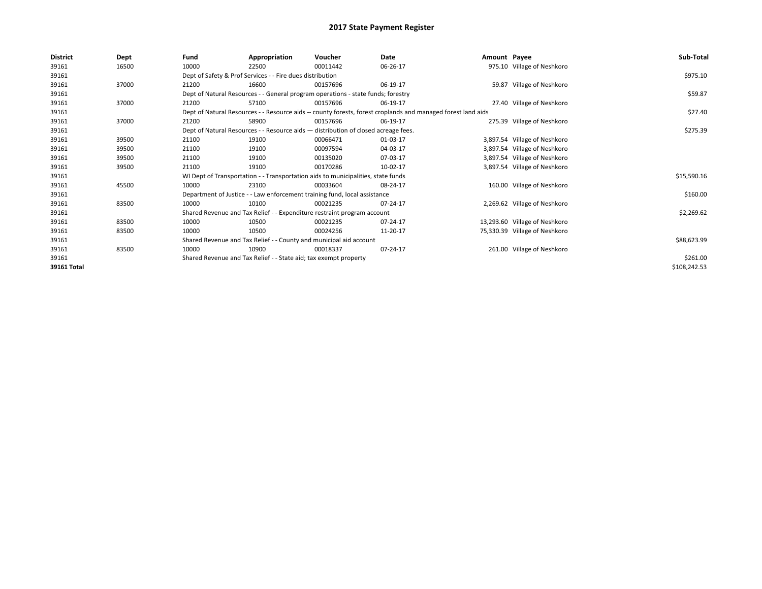# 2017 State Payment Register

| District | Dept | Fund | Appropriation | Voucher | Date | Amount | Payee | Sub-Total |
|---|---|---|---|---|---|---|---|---|
| 39161 | 16500 | 10000 | 22500 | 00011442 | 06-26-17 | 975.10 | Village of Neshkoro | |
| 39161 | | Dept of Safety & Prof Services - - Fire dues distribution | | | | | | $975.10 |
| 39161 | 37000 | 21200 | 16600 | 00157696 | 06-19-17 | 59.87 | Village of Neshkoro | |
| 39161 | | Dept of Natural Resources - - General program operations - state funds; forestry | | | | | | $59.87 |
| 39161 | 37000 | 21200 | 57100 | 00157696 | 06-19-17 | 27.40 | Village of Neshkoro | |
| 39161 | | Dept of Natural Resources - - Resource aids -- county forests, forest croplands and managed forest land aids | | | | | | $27.40 |
| 39161 | 37000 | 21200 | 58900 | 00157696 | 06-19-17 | 275.39 | Village of Neshkoro | |
| 39161 | | Dept of Natural Resources - - Resource aids — distribution of closed acreage fees. | | | | | | $275.39 |
| 39161 | 39500 | 21100 | 19100 | 00066471 | 01-03-17 | 3,897.54 | Village of Neshkoro | |
| 39161 | 39500 | 21100 | 19100 | 00097594 | 04-03-17 | 3,897.54 | Village of Neshkoro | |
| 39161 | 39500 | 21100 | 19100 | 00135020 | 07-03-17 | 3,897.54 | Village of Neshkoro | |
| 39161 | 39500 | 21100 | 19100 | 00170286 | 10-02-17 | 3,897.54 | Village of Neshkoro | |
| 39161 | | WI Dept of Transportation - - Transportation aids to municipalities, state funds | | | | | | $15,590.16 |
| 39161 | 45500 | 10000 | 23100 | 00033604 | 08-24-17 | 160.00 | Village of Neshkoro | |
| 39161 | | Department of Justice - - Law enforcement training fund, local assistance | | | | | | $160.00 |
| 39161 | 83500 | 10000 | 10100 | 00021235 | 07-24-17 | 2,269.62 | Village of Neshkoro | |
| 39161 | | Shared Revenue and Tax Relief - - Expenditure restraint program account | | | | | | $2,269.62 |
| 39161 | 83500 | 10000 | 10500 | 00021235 | 07-24-17 | 13,293.60 | Village of Neshkoro | |
| 39161 | 83500 | 10000 | 10500 | 00024256 | 11-20-17 | 75,330.39 | Village of Neshkoro | |
| 39161 | | Shared Revenue and Tax Relief - - County and municipal aid account | | | | | | $88,623.99 |
| 39161 | 83500 | 10000 | 10900 | 00018337 | 07-24-17 | 261.00 | Village of Neshkoro | |
| 39161 | | Shared Revenue and Tax Relief - - State aid; tax exempt property | | | | | | $261.00 |
| 39161 Total | | | | | | | | $108,242.53 |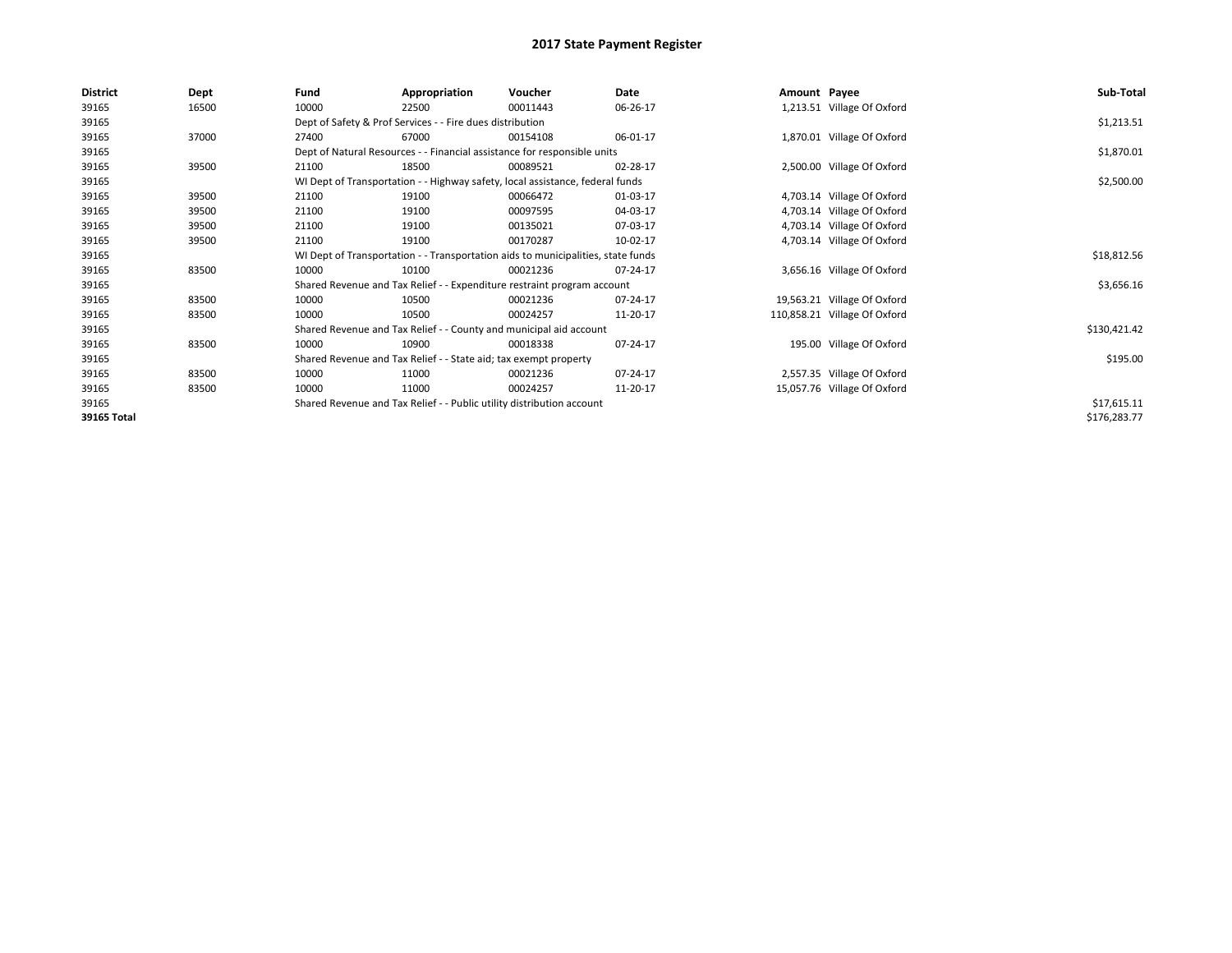# 2017 State Payment Register

| District | Dept | Fund | Appropriation | Voucher | Date | Amount | Payee | Sub-Total |
|---|---|---|---|---|---|---|---|---|
| 39165 | 16500 | 10000 | 22500 | 00011443 | 06-26-17 | 1,213.51 | Village Of Oxford | |
| 39165 | | Dept of Safety & Prof Services - - Fire dues distribution | | | | | | $1,213.51 |
| 39165 | 37000 | 27400 | 67000 | 00154108 | 06-01-17 | 1,870.01 | Village Of Oxford | |
| 39165 | | Dept of Natural Resources - - Financial assistance for responsible units | | | | | | $1,870.01 |
| 39165 | 39500 | 21100 | 18500 | 00089521 | 02-28-17 | 2,500.00 | Village Of Oxford | |
| 39165 | | WI Dept of Transportation - - Highway safety, local assistance, federal funds | | | | | | $2,500.00 |
| 39165 | 39500 | 21100 | 19100 | 00066472 | 01-03-17 | 4,703.14 | Village Of Oxford | |
| 39165 | 39500 | 21100 | 19100 | 00097595 | 04-03-17 | 4,703.14 | Village Of Oxford | |
| 39165 | 39500 | 21100 | 19100 | 00135021 | 07-03-17 | 4,703.14 | Village Of Oxford | |
| 39165 | 39500 | 21100 | 19100 | 00170287 | 10-02-17 | 4,703.14 | Village Of Oxford | |
| 39165 | | WI Dept of Transportation - - Transportation aids to municipalities, state funds | | | | | | $18,812.56 |
| 39165 | 83500 | 10000 | 10100 | 00021236 | 07-24-17 | 3,656.16 | Village Of Oxford | |
| 39165 | | Shared Revenue and Tax Relief - - Expenditure restraint program account | | | | | | $3,656.16 |
| 39165 | 83500 | 10000 | 10500 | 00021236 | 07-24-17 | 19,563.21 | Village Of Oxford | |
| 39165 | 83500 | 10000 | 10500 | 00024257 | 11-20-17 | 110,858.21 | Village Of Oxford | |
| 39165 | | Shared Revenue and Tax Relief - - County and municipal aid account | | | | | | $130,421.42 |
| 39165 | 83500 | 10000 | 10900 | 00018338 | 07-24-17 | 195.00 | Village Of Oxford | |
| 39165 | | Shared Revenue and Tax Relief - - State aid; tax exempt property | | | | | | $195.00 |
| 39165 | 83500 | 10000 | 11000 | 00021236 | 07-24-17 | 2,557.35 | Village Of Oxford | |
| 39165 | 83500 | 10000 | 11000 | 00024257 | 11-20-17 | 15,057.76 | Village Of Oxford | |
| 39165 | | Shared Revenue and Tax Relief - - Public utility distribution account | | | | | | $17,615.11 |
| 39165 Total | | | | | | | | $176,283.77 |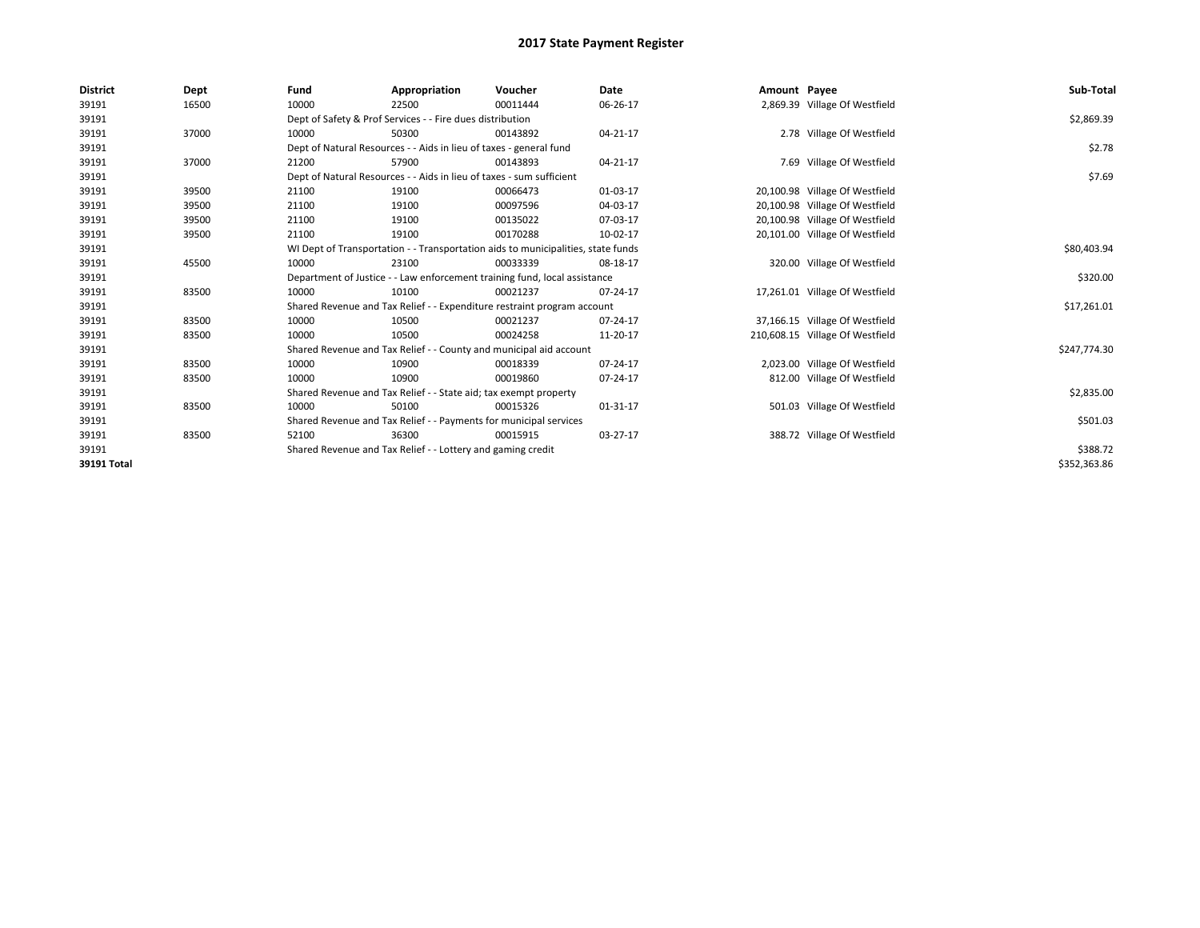# 2017 State Payment Register

| District | Dept | Fund | Appropriation | Voucher | Date | Amount | Payee | Sub-Total |
|---|---|---|---|---|---|---|---|---|
| 39191 | 16500 | 10000 | 22500 | 00011444 | 06-26-17 | 2,869.39 | Village Of Westfield | |
| 39191 | | Dept of Safety & Prof Services - - Fire dues distribution | | | | | | $2,869.39 |
| 39191 | 37000 | 10000 | 50300 | 00143892 | 04-21-17 | 2.78 | Village Of Westfield | |
| 39191 | | Dept of Natural Resources - - Aids in lieu of taxes - general fund | | | | | | $2.78 |
| 39191 | 37000 | 21200 | 57900 | 00143893 | 04-21-17 | 7.69 | Village Of Westfield | |
| 39191 | | Dept of Natural Resources - - Aids in lieu of taxes - sum sufficient | | | | | | $7.69 |
| 39191 | 39500 | 21100 | 19100 | 00066473 | 01-03-17 | 20,100.98 | Village Of Westfield | |
| 39191 | 39500 | 21100 | 19100 | 00097596 | 04-03-17 | 20,100.98 | Village Of Westfield | |
| 39191 | 39500 | 21100 | 19100 | 00135022 | 07-03-17 | 20,100.98 | Village Of Westfield | |
| 39191 | 39500 | 21100 | 19100 | 00170288 | 10-02-17 | 20,101.00 | Village Of Westfield | |
| 39191 | | WI Dept of Transportation - - Transportation aids to municipalities, state funds | | | | | | $80,403.94 |
| 39191 | 45500 | 10000 | 23100 | 00033339 | 08-18-17 | 320.00 | Village Of Westfield | |
| 39191 | | Department of Justice - - Law enforcement training fund, local assistance | | | | | | $320.00 |
| 39191 | 83500 | 10000 | 10100 | 00021237 | 07-24-17 | 17,261.01 | Village Of Westfield | |
| 39191 | | Shared Revenue and Tax Relief - - Expenditure restraint program account | | | | | | $17,261.01 |
| 39191 | 83500 | 10000 | 10500 | 00021237 | 07-24-17 | 37,166.15 | Village Of Westfield | |
| 39191 | 83500 | 10000 | 10500 | 00024258 | 11-20-17 | 210,608.15 | Village Of Westfield | |
| 39191 | | Shared Revenue and Tax Relief - - County and municipal aid account | | | | | | $247,774.30 |
| 39191 | 83500 | 10000 | 10900 | 00018339 | 07-24-17 | 2,023.00 | Village Of Westfield | |
| 39191 | 83500 | 10000 | 10900 | 00019860 | 07-24-17 | 812.00 | Village Of Westfield | |
| 39191 | | Shared Revenue and Tax Relief - - State aid; tax exempt property | | | | | | $2,835.00 |
| 39191 | 83500 | 10000 | 50100 | 00015326 | 01-31-17 | 501.03 | Village Of Westfield | |
| 39191 | | Shared Revenue and Tax Relief - - Payments for municipal services | | | | | | $501.03 |
| 39191 | 83500 | 52100 | 36300 | 00015915 | 03-27-17 | 388.72 | Village Of Westfield | |
| 39191 | | Shared Revenue and Tax Relief - - Lottery and gaming credit | | | | | | $388.72 |
| **39191 Total** | | | | | | | | $352,363.86 |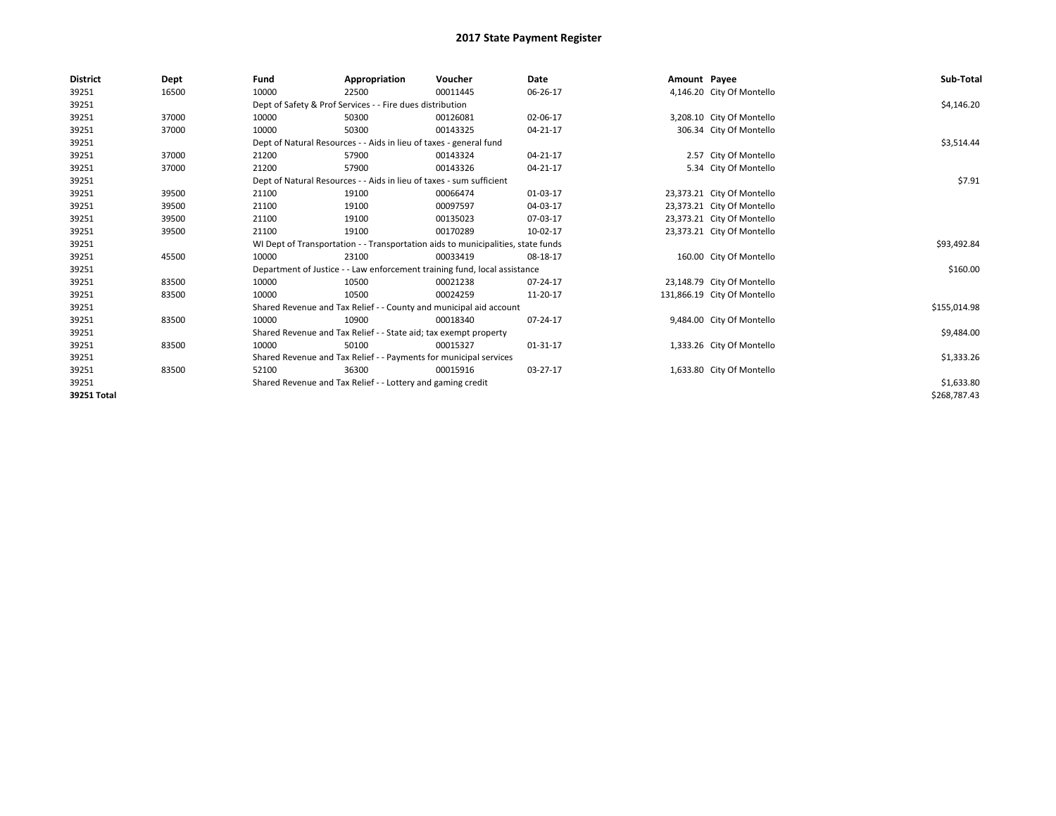# 2017 State Payment Register

| District | Dept | Fund | Appropriation | Voucher | Date | Amount | Payee | Sub-Total |
|---|---|---|---|---|---|---|---|---|
| 39251 | 16500 | 10000 | 22500 | 00011445 | 06-26-17 | 4,146.20 | City Of Montello | |
| 39251 | | Dept of Safety & Prof Services - - Fire dues distribution | | | | | | $4,146.20 |
| 39251 | 37000 | 10000 | 50300 | 00126081 | 02-06-17 | 3,208.10 | City Of Montello | |
| 39251 | 37000 | 10000 | 50300 | 00143325 | 04-21-17 | 306.34 | City Of Montello | |
| 39251 | | Dept of Natural Resources - - Aids in lieu of taxes - general fund | | | | | | $3,514.44 |
| 39251 | 37000 | 21200 | 57900 | 00143324 | 04-21-17 | 2.57 | City Of Montello | |
| 39251 | 37000 | 21200 | 57900 | 00143326 | 04-21-17 | 5.34 | City Of Montello | |
| 39251 | | Dept of Natural Resources - - Aids in lieu of taxes - sum sufficient | | | | | | $7.91 |
| 39251 | 39500 | 21100 | 19100 | 00066474 | 01-03-17 | 23,373.21 | City Of Montello | |
| 39251 | 39500 | 21100 | 19100 | 00097597 | 04-03-17 | 23,373.21 | City Of Montello | |
| 39251 | 39500 | 21100 | 19100 | 00135023 | 07-03-17 | 23,373.21 | City Of Montello | |
| 39251 | 39500 | 21100 | 19100 | 00170289 | 10-02-17 | 23,373.21 | City Of Montello | |
| 39251 | | WI Dept of Transportation - - Transportation aids to municipalities, state funds | | | | | | $93,492.84 |
| 39251 | 45500 | 10000 | 23100 | 00033419 | 08-18-17 | 160.00 | City Of Montello | |
| 39251 | | Department of Justice - - Law enforcement training fund, local assistance | | | | | | $160.00 |
| 39251 | 83500 | 10000 | 10500 | 00021238 | 07-24-17 | 23,148.79 | City Of Montello | |
| 39251 | 83500 | 10000 | 10500 | 00024259 | 11-20-17 | 131,866.19 | City Of Montello | |
| 39251 | | Shared Revenue and Tax Relief - - County and municipal aid account | | | | | | $155,014.98 |
| 39251 | 83500 | 10000 | 10900 | 00018340 | 07-24-17 | 9,484.00 | City Of Montello | |
| 39251 | | Shared Revenue and Tax Relief - - State aid; tax exempt property | | | | | | $9,484.00 |
| 39251 | 83500 | 10000 | 50100 | 00015327 | 01-31-17 | 1,333.26 | City Of Montello | |
| 39251 | | Shared Revenue and Tax Relief - - Payments for municipal services | | | | | | $1,333.26 |
| 39251 | 83500 | 52100 | 36300 | 00015916 | 03-27-17 | 1,633.80 | City Of Montello | |
| 39251 | | Shared Revenue and Tax Relief - - Lottery and gaming credit | | | | | | $1,633.80 |
| 39251 Total | | | | | | | | $268,787.43 |